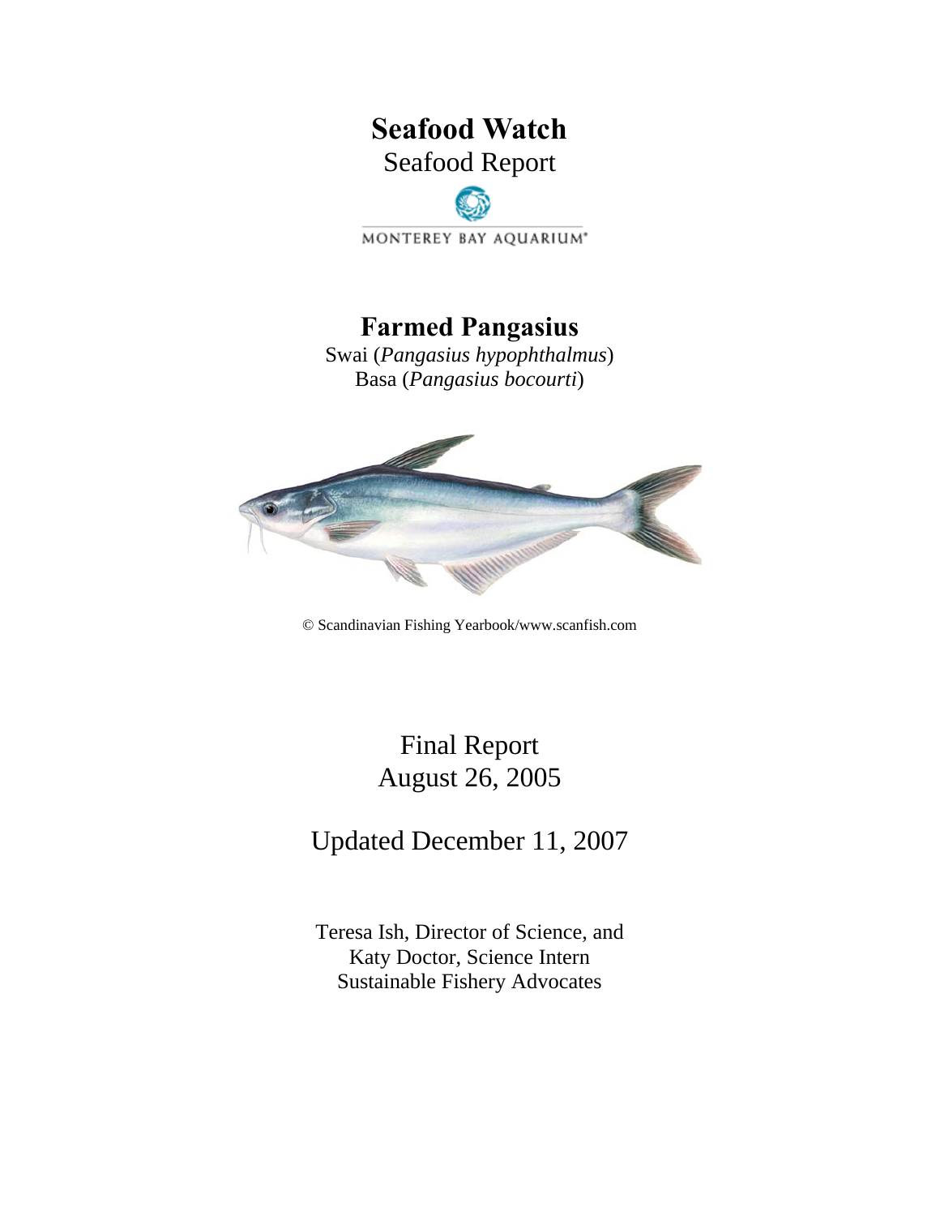# Seafood Watch

Seafood Report

MONTEREY BAY AQUARIUM®

## Farmed Pangasius

Swai (*Pangasius hypophthalmus*)
Basa (*Pangasius bocourti*)

© Scandinavian Fishing Yearbook/www.scanfish.com

Final Report
August 26, 2005

Updated December 11, 2007

Teresa Ish, Director of Science, and
Katy Doctor, Science Intern
Sustainable Fishery Advocates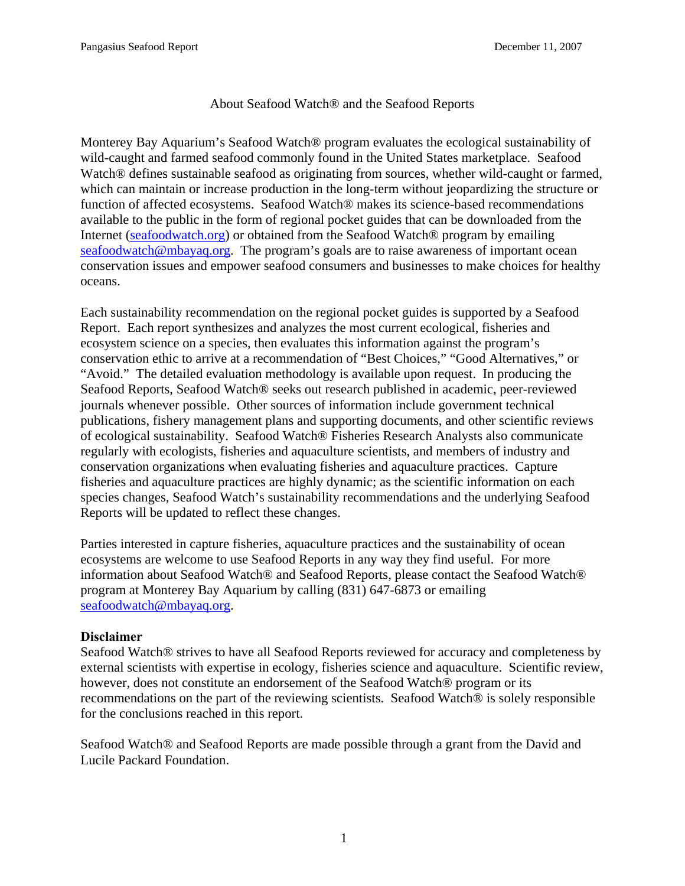## About Seafood Watch® and the Seafood Reports

Monterey Bay Aquarium's Seafood Watch® program evaluates the ecological sustainability of wild-caught and farmed seafood commonly found in the United States marketplace. Seafood Watch® defines sustainable seafood as originating from sources, whether wild-caught or farmed, which can maintain or increase production in the long-term without jeopardizing the structure or function of affected ecosystems. Seafood Watch® makes its science-based recommendations available to the public in the form of regional pocket guides that can be downloaded from the Internet (seafoodwatch.org) or obtained from the Seafood Watch® program by emailing seafoodwatch@mbayaq.org. The program's goals are to raise awareness of important ocean conservation issues and empower seafood consumers and businesses to make choices for healthy oceans.

Each sustainability recommendation on the regional pocket guides is supported by a Seafood Report. Each report synthesizes and analyzes the most current ecological, fisheries and ecosystem science on a species, then evaluates this information against the program's conservation ethic to arrive at a recommendation of "Best Choices," "Good Alternatives," or "Avoid." The detailed evaluation methodology is available upon request. In producing the Seafood Reports, Seafood Watch® seeks out research published in academic, peer-reviewed journals whenever possible. Other sources of information include government technical publications, fishery management plans and supporting documents, and other scientific reviews of ecological sustainability. Seafood Watch® Fisheries Research Analysts also communicate regularly with ecologists, fisheries and aquaculture scientists, and members of industry and conservation organizations when evaluating fisheries and aquaculture practices. Capture fisheries and aquaculture practices are highly dynamic; as the scientific information on each species changes, Seafood Watch's sustainability recommendations and the underlying Seafood Reports will be updated to reflect these changes.

Parties interested in capture fisheries, aquaculture practices and the sustainability of ocean ecosystems are welcome to use Seafood Reports in any way they find useful. For more information about Seafood Watch® and Seafood Reports, please contact the Seafood Watch® program at Monterey Bay Aquarium by calling (831) 647-6873 or emailing seafoodwatch@mbayaq.org.

**Disclaimer**
Seafood Watch® strives to have all Seafood Reports reviewed for accuracy and completeness by external scientists with expertise in ecology, fisheries science and aquaculture. Scientific review, however, does not constitute an endorsement of the Seafood Watch® program or its recommendations on the part of the reviewing scientists. Seafood Watch® is solely responsible for the conclusions reached in this report.

Seafood Watch® and Seafood Reports are made possible through a grant from the David and Lucile Packard Foundation.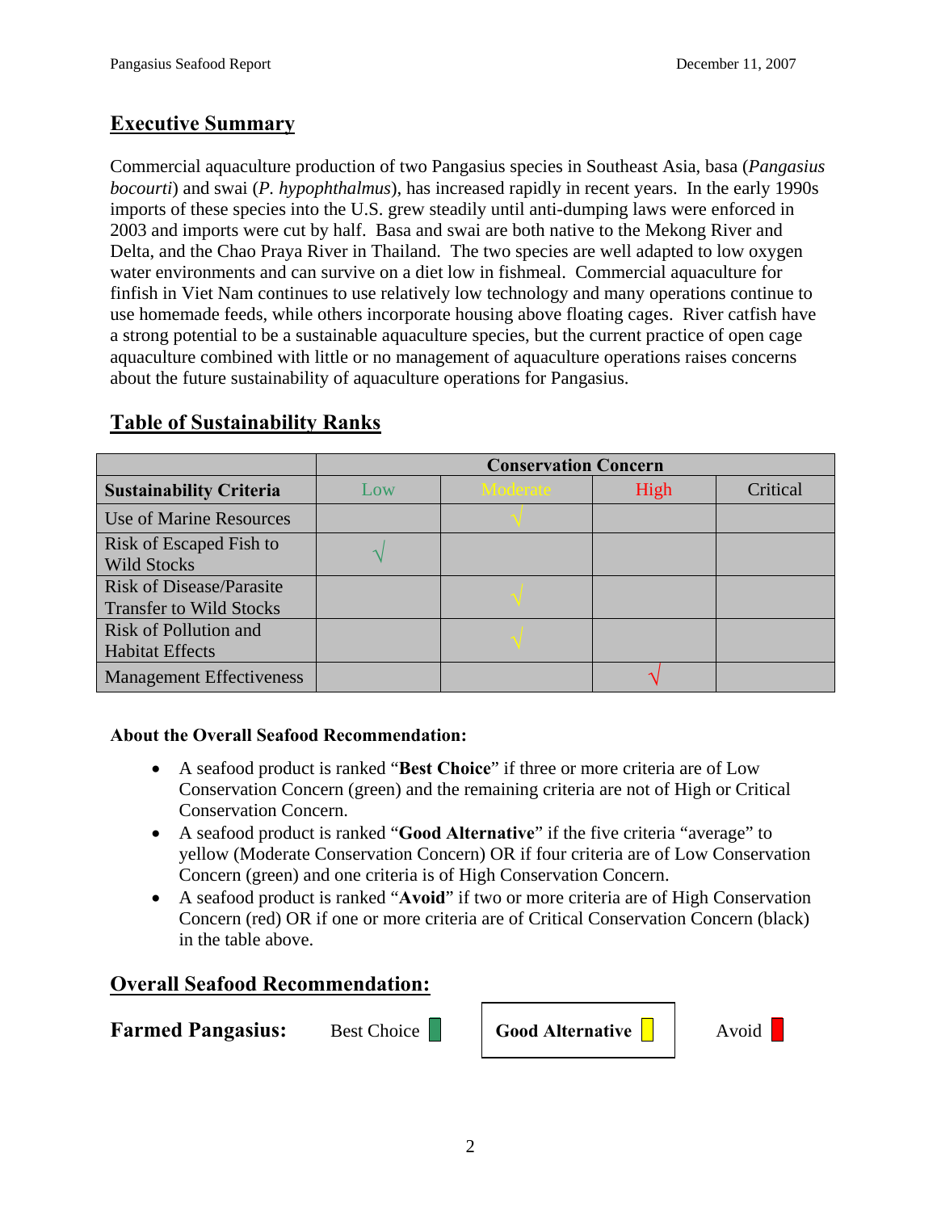## Executive Summary

Commercial aquaculture production of two Pangasius species in Southeast Asia, basa (*Pangasius bocourti*) and swai (*P. hypophthalmus*), has increased rapidly in recent years. In the early 1990s imports of these species into the U.S. grew steadily until anti-dumping laws were enforced in 2003 and imports were cut by half. Basa and swai are both native to the Mekong River and Delta, and the Chao Praya River in Thailand. The two species are well adapted to low oxygen water environments and can survive on a diet low in fishmeal. Commercial aquaculture for finfish in Viet Nam continues to use relatively low technology and many operations continue to use homemade feeds, while others incorporate housing above floating cages. River catfish have a strong potential to be a sustainable aquaculture species, but the current practice of open cage aquaculture combined with little or no management of aquaculture operations raises concerns about the future sustainability of aquaculture operations for Pangasius.

## Table of Sustainability Ranks

| | Conservation Concern | | | |
|---|---|---|---|---|
| **Sustainability Criteria** | Low | Moderate | High | Critical |
| Use of Marine Resources | | √ | | |
| Risk of Escaped Fish to Wild Stocks | √ | | | |
| Risk of Disease/Parasite Transfer to Wild Stocks | | √ | | |
| Risk of Pollution and Habitat Effects | | √ | | |
| Management Effectiveness | | | √ | |

**About the Overall Seafood Recommendation:**

- A seafood product is ranked "**Best Choice**" if three or more criteria are of Low Conservation Concern (green) and the remaining criteria are not of High or Critical Conservation Concern.
- A seafood product is ranked "**Good Alternative**" if the five criteria "average" to yellow (Moderate Conservation Concern) OR if four criteria are of Low Conservation Concern (green) and one criteria is of High Conservation Concern.
- A seafood product is ranked "**Avoid**" if two or more criteria are of High Conservation Concern (red) OR if one or more criteria are of Critical Conservation Concern (black) in the table above.

## Overall Seafood Recommendation:

**Farmed Pangasius:** Best Choice | **Good Alternative** | Avoid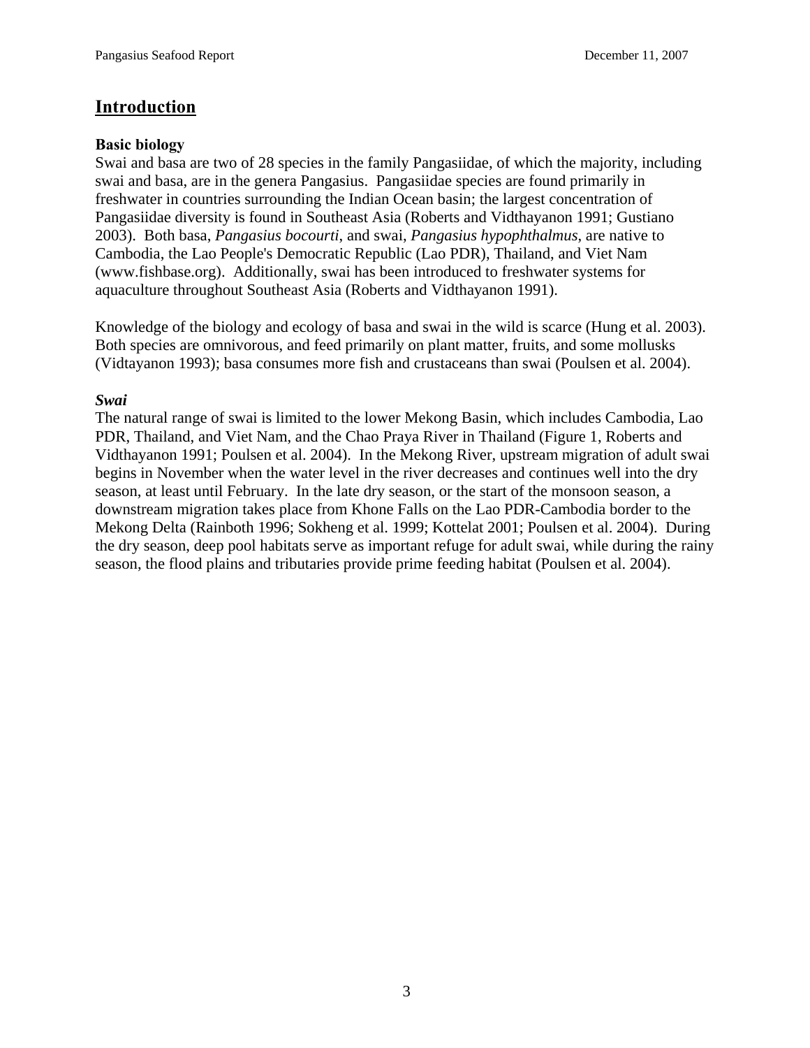## Introduction

### Basic biology

Swai and basa are two of 28 species in the family Pangasiidae, of which the majority, including swai and basa, are in the genera Pangasius. Pangasiidae species are found primarily in freshwater in countries surrounding the Indian Ocean basin; the largest concentration of Pangasiidae diversity is found in Southeast Asia (Roberts and Vidthayanon 1991; Gustiano 2003). Both basa, *Pangasius bocourti*, and swai, *Pangasius hypophthalmus*, are native to Cambodia, the Lao People's Democratic Republic (Lao PDR), Thailand, and Viet Nam (www.fishbase.org). Additionally, swai has been introduced to freshwater systems for aquaculture throughout Southeast Asia (Roberts and Vidthayanon 1991).

Knowledge of the biology and ecology of basa and swai in the wild is scarce (Hung et al. 2003). Both species are omnivorous, and feed primarily on plant matter, fruits, and some mollusks (Vidtayanon 1993); basa consumes more fish and crustaceans than swai (Poulsen et al. 2004).

#### *Swai*

The natural range of swai is limited to the lower Mekong Basin, which includes Cambodia, Lao PDR, Thailand, and Viet Nam, and the Chao Praya River in Thailand (Figure 1, Roberts and Vidthayanon 1991; Poulsen et al. 2004). In the Mekong River, upstream migration of adult swai begins in November when the water level in the river decreases and continues well into the dry season, at least until February. In the late dry season, or the start of the monsoon season, a downstream migration takes place from Khone Falls on the Lao PDR-Cambodia border to the Mekong Delta (Rainboth 1996; Sokheng et al. 1999; Kottelat 2001; Poulsen et al. 2004). During the dry season, deep pool habitats serve as important refuge for adult swai, while during the rainy season, the flood plains and tributaries provide prime feeding habitat (Poulsen et al. 2004).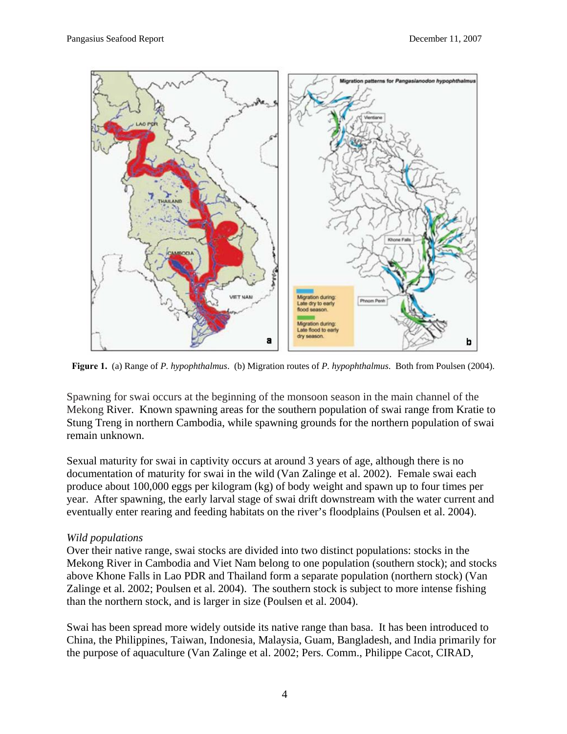**Figure 1.** (a) Range of *P. hypophthalmus*. (b) Migration routes of *P. hypophthalmus*. Both from Poulsen (2004).

Spawning for swai occurs at the beginning of the monsoon season in the main channel of the Mekong River. Known spawning areas for the southern population of swai range from Kratie to Stung Treng in northern Cambodia, while spawning grounds for the northern population of swai remain unknown.

Sexual maturity for swai in captivity occurs at around 3 years of age, although there is no documentation of maturity for swai in the wild (Van Zalinge et al. 2002). Female swai each produce about 100,000 eggs per kilogram (kg) of body weight and spawn up to four times per year. After spawning, the early larval stage of swai drift downstream with the water current and eventually enter rearing and feeding habitats on the river's floodplains (Poulsen et al. 2004).

*Wild populations*

Over their native range, swai stocks are divided into two distinct populations: stocks in the Mekong River in Cambodia and Viet Nam belong to one population (southern stock); and stocks above Khone Falls in Lao PDR and Thailand form a separate population (northern stock) (Van Zalinge et al. 2002; Poulsen et al. 2004). The southern stock is subject to more intense fishing than the northern stock, and is larger in size (Poulsen et al. 2004).

Swai has been spread more widely outside its native range than basa. It has been introduced to China, the Philippines, Taiwan, Indonesia, Malaysia, Guam, Bangladesh, and India primarily for the purpose of aquaculture (Van Zalinge et al. 2002; Pers. Comm., Philippe Cacot, CIRAD,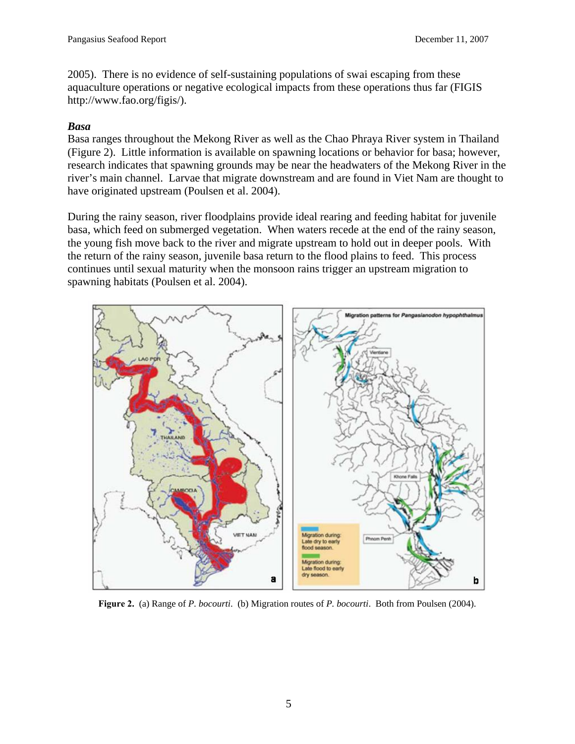2005). There is no evidence of self-sustaining populations of swai escaping from these aquaculture operations or negative ecological impacts from these operations thus far (FIGIS http://www.fao.org/figis/).

### *Basa*

Basa ranges throughout the Mekong River as well as the Chao Phraya River system in Thailand (Figure 2). Little information is available on spawning locations or behavior for basa; however, research indicates that spawning grounds may be near the headwaters of the Mekong River in the river's main channel. Larvae that migrate downstream and are found in Viet Nam are thought to have originated upstream (Poulsen et al. 2004).

During the rainy season, river floodplains provide ideal rearing and feeding habitat for juvenile basa, which feed on submerged vegetation. When waters recede at the end of the rainy season, the young fish move back to the river and migrate upstream to hold out in deeper pools. With the return of the rainy season, juvenile basa return to the flood plains to feed. This process continues until sexual maturity when the monsoon rains trigger an upstream migration to spawning habitats (Poulsen et al. 2004).

**Figure 2.** (a) Range of *P. bocourti*. (b) Migration routes of *P. bocourti*. Both from Poulsen (2004).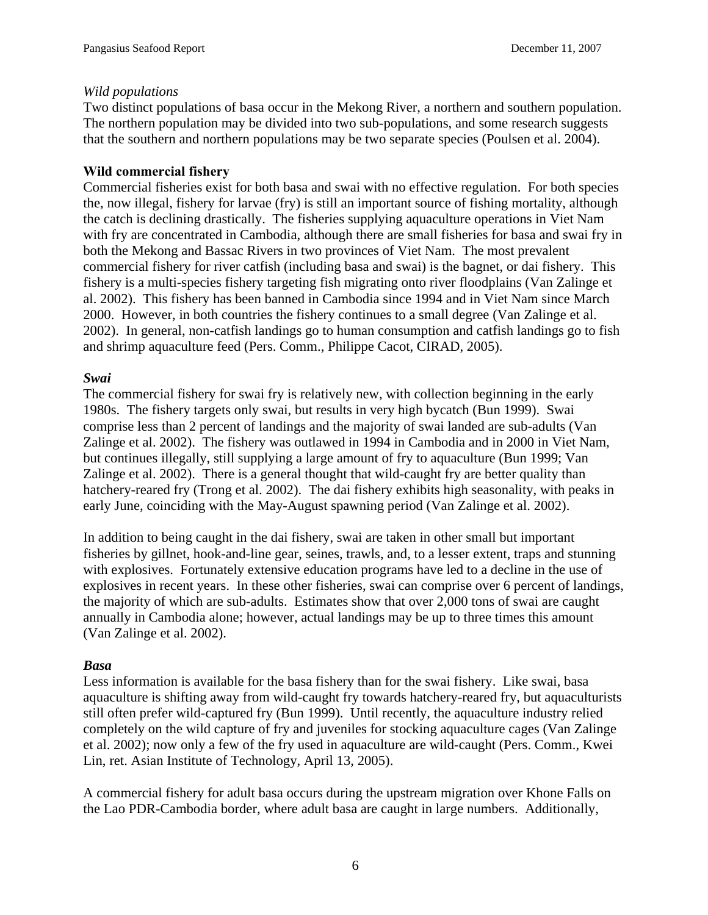*Wild populations*

Two distinct populations of basa occur in the Mekong River, a northern and southern population. The northern population may be divided into two sub-populations, and some research suggests that the southern and northern populations may be two separate species (Poulsen et al. 2004).

**Wild commercial fishery**

Commercial fisheries exist for both basa and swai with no effective regulation. For both species the, now illegal, fishery for larvae (fry) is still an important source of fishing mortality, although the catch is declining drastically. The fisheries supplying aquaculture operations in Viet Nam with fry are concentrated in Cambodia, although there are small fisheries for basa and swai fry in both the Mekong and Bassac Rivers in two provinces of Viet Nam. The most prevalent commercial fishery for river catfish (including basa and swai) is the bagnet, or dai fishery. This fishery is a multi-species fishery targeting fish migrating onto river floodplains (Van Zalinge et al. 2002). This fishery has been banned in Cambodia since 1994 and in Viet Nam since March 2000. However, in both countries the fishery continues to a small degree (Van Zalinge et al. 2002). In general, non-catfish landings go to human consumption and catfish landings go to fish and shrimp aquaculture feed (Pers. Comm., Philippe Cacot, CIRAD, 2005).

***Swai***

The commercial fishery for swai fry is relatively new, with collection beginning in the early 1980s. The fishery targets only swai, but results in very high bycatch (Bun 1999). Swai comprise less than 2 percent of landings and the majority of swai landed are sub-adults (Van Zalinge et al. 2002). The fishery was outlawed in 1994 in Cambodia and in 2000 in Viet Nam, but continues illegally, still supplying a large amount of fry to aquaculture (Bun 1999; Van Zalinge et al. 2002). There is a general thought that wild-caught fry are better quality than hatchery-reared fry (Trong et al. 2002). The dai fishery exhibits high seasonality, with peaks in early June, coinciding with the May-August spawning period (Van Zalinge et al. 2002).

In addition to being caught in the dai fishery, swai are taken in other small but important fisheries by gillnet, hook-and-line gear, seines, trawls, and, to a lesser extent, traps and stunning with explosives. Fortunately extensive education programs have led to a decline in the use of explosives in recent years. In these other fisheries, swai can comprise over 6 percent of landings, the majority of which are sub-adults. Estimates show that over 2,000 tons of swai are caught annually in Cambodia alone; however, actual landings may be up to three times this amount (Van Zalinge et al. 2002).

***Basa***

Less information is available for the basa fishery than for the swai fishery. Like swai, basa aquaculture is shifting away from wild-caught fry towards hatchery-reared fry, but aquaculturists still often prefer wild-captured fry (Bun 1999). Until recently, the aquaculture industry relied completely on the wild capture of fry and juveniles for stocking aquaculture cages (Van Zalinge et al. 2002); now only a few of the fry used in aquaculture are wild-caught (Pers. Comm., Kwei Lin, ret. Asian Institute of Technology, April 13, 2005).

A commercial fishery for adult basa occurs during the upstream migration over Khone Falls on the Lao PDR-Cambodia border, where adult basa are caught in large numbers. Additionally,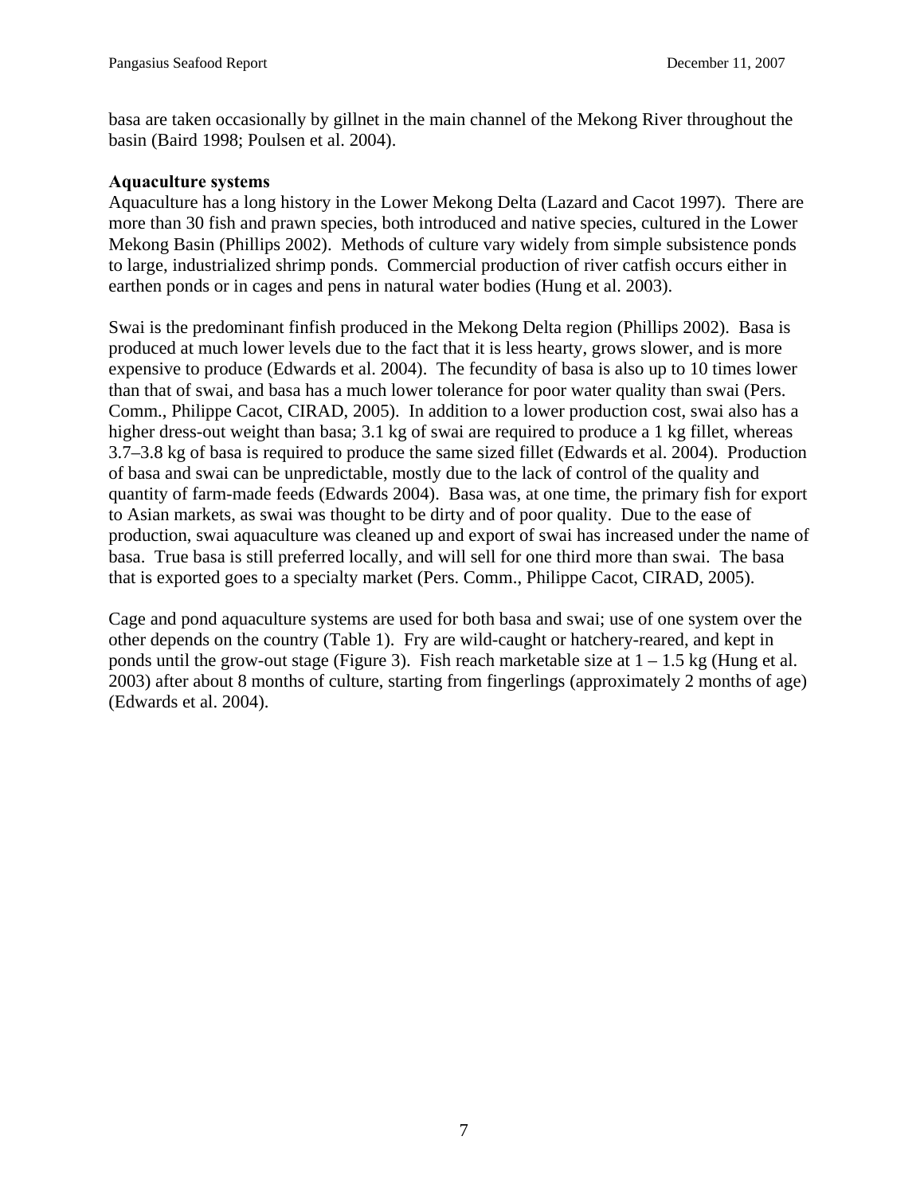basa are taken occasionally by gillnet in the main channel of the Mekong River throughout the basin (Baird 1998; Poulsen et al. 2004).

**Aquaculture systems**

Aquaculture has a long history in the Lower Mekong Delta (Lazard and Cacot 1997). There are more than 30 fish and prawn species, both introduced and native species, cultured in the Lower Mekong Basin (Phillips 2002). Methods of culture vary widely from simple subsistence ponds to large, industrialized shrimp ponds. Commercial production of river catfish occurs either in earthen ponds or in cages and pens in natural water bodies (Hung et al. 2003).

Swai is the predominant finfish produced in the Mekong Delta region (Phillips 2002). Basa is produced at much lower levels due to the fact that it is less hearty, grows slower, and is more expensive to produce (Edwards et al. 2004). The fecundity of basa is also up to 10 times lower than that of swai, and basa has a much lower tolerance for poor water quality than swai (Pers. Comm., Philippe Cacot, CIRAD, 2005). In addition to a lower production cost, swai also has a higher dress-out weight than basa; 3.1 kg of swai are required to produce a 1 kg fillet, whereas 3.7–3.8 kg of basa is required to produce the same sized fillet (Edwards et al. 2004). Production of basa and swai can be unpredictable, mostly due to the lack of control of the quality and quantity of farm-made feeds (Edwards 2004). Basa was, at one time, the primary fish for export to Asian markets, as swai was thought to be dirty and of poor quality. Due to the ease of production, swai aquaculture was cleaned up and export of swai has increased under the name of basa. True basa is still preferred locally, and will sell for one third more than swai. The basa that is exported goes to a specialty market (Pers. Comm., Philippe Cacot, CIRAD, 2005).

Cage and pond aquaculture systems are used for both basa and swai; use of one system over the other depends on the country (Table 1). Fry are wild-caught or hatchery-reared, and kept in ponds until the grow-out stage (Figure 3). Fish reach marketable size at 1 – 1.5 kg (Hung et al. 2003) after about 8 months of culture, starting from fingerlings (approximately 2 months of age) (Edwards et al. 2004).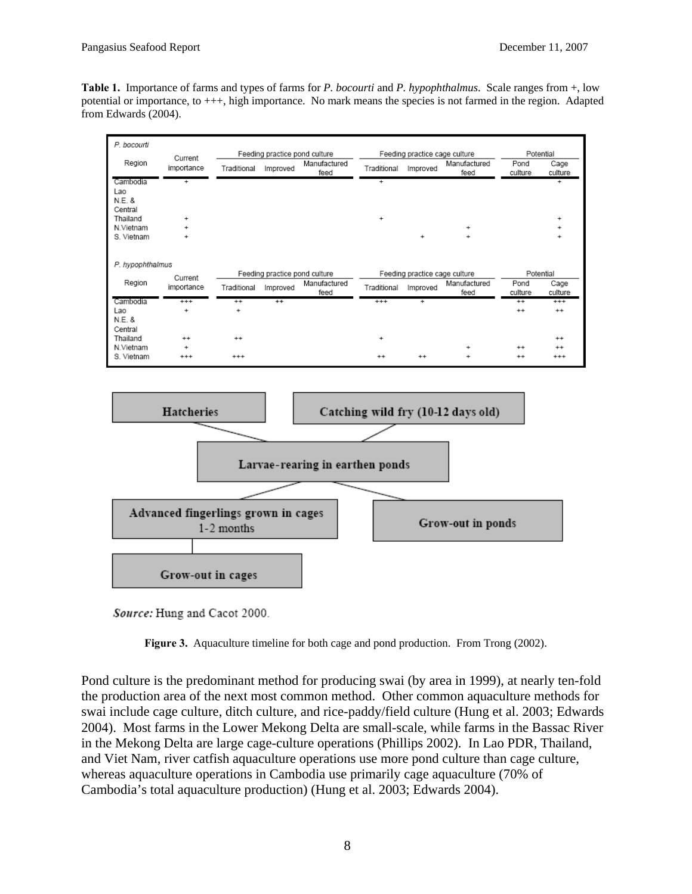**Table 1.** Importance of farms and types of farms for *P. bocourti* and *P. hypophthalmus*. Scale ranges from +, low potential or importance, to +++, high importance. No mark means the species is not farmed in the region. Adapted from Edwards (2004).

*P. bocourti*

| Region | Current importance | Feeding practice pond culture | | | Feeding practice cage culture | | | Potential | |
|---|---|---|---|---|---|---|---|---|---|
| | | Traditional | Improved | Manufactured feed | Traditional | Improved | Manufactured feed | Pond culture | Cage culture |
| Cambodia | + | | | | + | | | | + |
| Lao | | | | | | | | | |
| N.E. & Central Thailand | + | | | | + | | | | + |
| N.Vietnam | + | | | | | | + | | + |
| S. Vietnam | + | | | | | + | + | | + |

*P. hypophthalmus*

| Region | Current importance | Feeding practice pond culture | | | Feeding practice cage culture | | | Potential | |
|---|---|---|---|---|---|---|---|---|---|
| | | Traditional | Improved | Manufactured feed | Traditional | Improved | Manufactured feed | Pond culture | Cage culture |
| Cambodia | +++ | ++ | ++ | | +++ | + | | ++ | +++ |
| Lao | + | + | | | | | | ++ | ++ |
| N.E. & Central Thailand | ++ | ++ | | | + | | | | ++ |
| N.Vietnam | + | | | | | | + | ++ | ++ |
| S. Vietnam | +++ | +++ | | | ++ | ++ | + | ++ | +++ |

- Hatcheries
- Catching wild fry (10-12 days old)
- Larvae-rearing in earthen ponds
- Advanced fingerlings grown in cages 1-2 months
- Grow-out in ponds
- Grow-out in cages

*Source:* Hung and Cacot 2000.

**Figure 3.** Aquaculture timeline for both cage and pond production. From Trong (2002).

Pond culture is the predominant method for producing swai (by area in 1999), at nearly ten-fold the production area of the next most common method. Other common aquaculture methods for swai include cage culture, ditch culture, and rice-paddy/field culture (Hung et al. 2003; Edwards 2004). Most farms in the Lower Mekong Delta are small-scale, while farms in the Bassac River in the Mekong Delta are large cage-culture operations (Phillips 2002). In Lao PDR, Thailand, and Viet Nam, river catfish aquaculture operations use more pond culture than cage culture, whereas aquaculture operations in Cambodia use primarily cage aquaculture (70% of Cambodia's total aquaculture production) (Hung et al. 2003; Edwards 2004).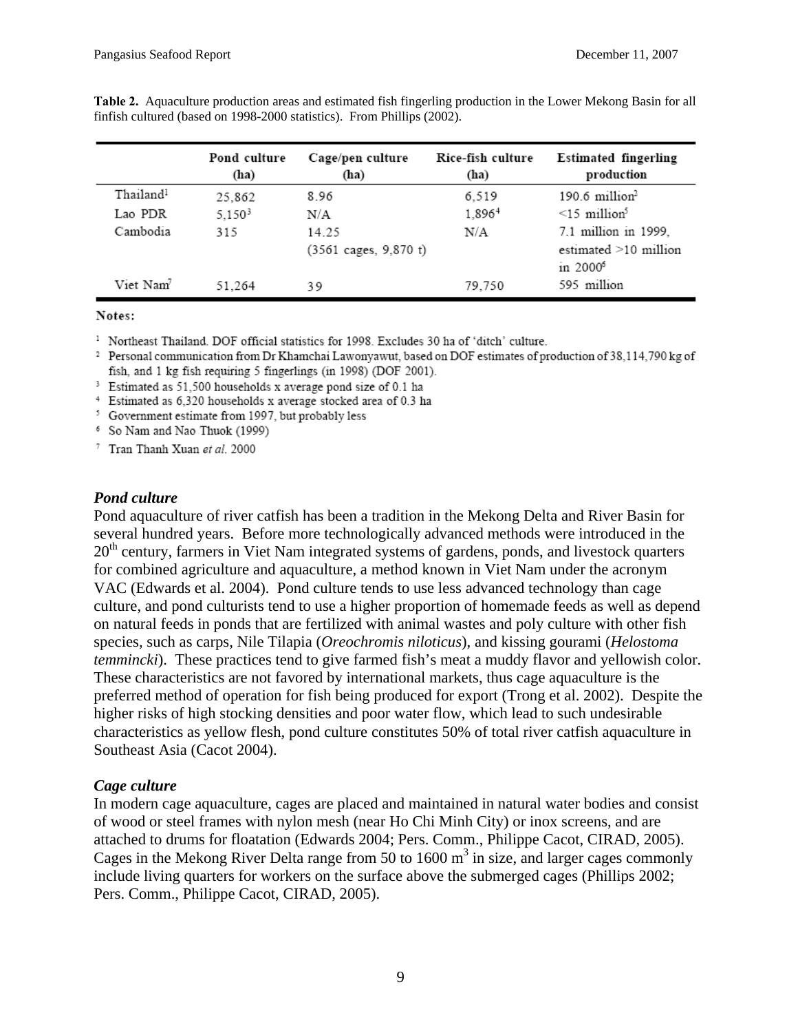**Table 2.** Aquaculture production areas and estimated fish fingerling production in the Lower Mekong Basin for all finfish cultured (based on 1998-2000 statistics). From Phillips (2002).

| | Pond culture (ha) | Cage/pen culture (ha) | Rice-fish culture (ha) | Estimated fingerling production |
|---|---|---|---|---|
| Thailand[1] | 25,862 | 8.96 | 6,519 | 190.6 million[2] |
| Lao PDR | 5,150[3] | N/A | 1,896[4] | <15 million[5] |
| Cambodia | 315 | 14.25 (3561 cages, 9,870 t) | N/A | 7.1 million in 1999, estimated >10 million in 2000[6] |
| Viet Nam[7] | 51,264 | 39 | 79,750 | 595 million |

Notes:

[1] Northeast Thailand. DOF official statistics for 1998. Excludes 30 ha of 'ditch' culture.
[2] Personal communication from Dr Khamchai Lawonyawut, based on DOF estimates of production of 38,114,790 kg of fish, and 1 kg fish requiring 5 fingerlings (in 1998) (DOF 2001).
[3] Estimated as 51,500 households x average pond size of 0.1 ha
[4] Estimated as 6,320 households x average stocked area of 0.3 ha
[5] Government estimate from 1997, but probably less
[6] So Nam and Nao Thuok (1999)
[7] Tran Thanh Xuan *et al.* 2000

### *Pond culture*

Pond aquaculture of river catfish has been a tradition in the Mekong Delta and River Basin for several hundred years. Before more technologically advanced methods were introduced in the 20th century, farmers in Viet Nam integrated systems of gardens, ponds, and livestock quarters for combined agriculture and aquaculture, a method known in Viet Nam under the acronym VAC (Edwards et al. 2004). Pond culture tends to use less advanced technology than cage culture, and pond culturists tend to use a higher proportion of homemade feeds as well as depend on natural feeds in ponds that are fertilized with animal wastes and poly culture with other fish species, such as carps, Nile Tilapia (*Oreochromis niloticus*), and kissing gourami (*Helostoma temmincki*). These practices tend to give farmed fish's meat a muddy flavor and yellowish color. These characteristics are not favored by international markets, thus cage aquaculture is the preferred method of operation for fish being produced for export (Trong et al. 2002). Despite the higher risks of high stocking densities and poor water flow, which lead to such undesirable characteristics as yellow flesh, pond culture constitutes 50% of total river catfish aquaculture in Southeast Asia (Cacot 2004).

### *Cage culture*

In modern cage aquaculture, cages are placed and maintained in natural water bodies and consist of wood or steel frames with nylon mesh (near Ho Chi Minh City) or inox screens, and are attached to drums for floatation (Edwards 2004; Pers. Comm., Philippe Cacot, CIRAD, 2005). Cages in the Mekong River Delta range from 50 to 1600 $m^3$ in size, and larger cages commonly include living quarters for workers on the surface above the submerged cages (Phillips 2002; Pers. Comm., Philippe Cacot, CIRAD, 2005).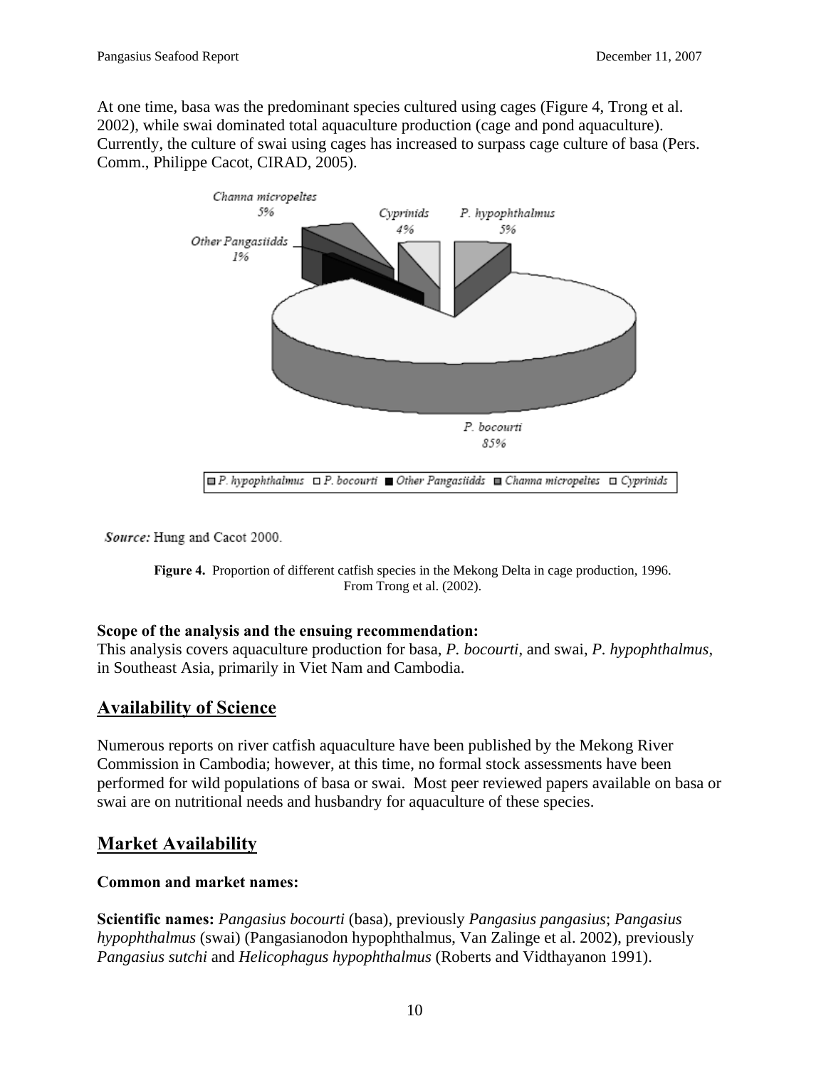At one time, basa was the predominant species cultured using cages (Figure 4, Trong et al. 2002), while swai dominated total aquaculture production (cage and pond aquaculture). Currently, the culture of swai using cages has increased to surpass cage culture of basa (Pers. Comm., Philippe Cacot, CIRAD, 2005).

*Source:* Hung and Cacot 2000.

**Figure 4.** Proportion of different catfish species in the Mekong Delta in cage production, 1996. From Trong et al. (2002).

**Scope of the analysis and the ensuing recommendation:**
This analysis covers aquaculture production for basa, *P. bocourti*, and swai, *P. hypophthalmus*, in Southeast Asia, primarily in Viet Nam and Cambodia.

## Availability of Science

Numerous reports on river catfish aquaculture have been published by the Mekong River Commission in Cambodia; however, at this time, no formal stock assessments have been performed for wild populations of basa or swai. Most peer reviewed papers available on basa or swai are on nutritional needs and husbandry for aquaculture of these species.

## Market Availability

**Common and market names:**

**Scientific names:** *Pangasius bocourti* (basa), previously *Pangasius pangasius*; *Pangasius hypophthalmus* (swai) (Pangasianodon hypophthalmus, Van Zalinge et al. 2002), previously *Pangasius sutchi* and *Helicophagus hypophthalmus* (Roberts and Vidthayanon 1991).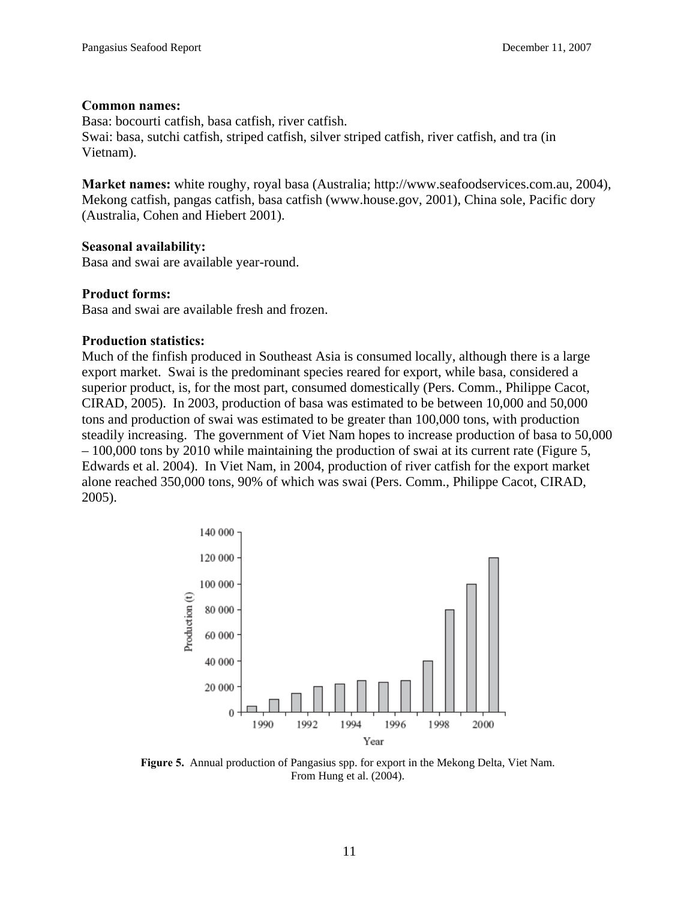**Common names:**
Basa: bocourti catfish, basa catfish, river catfish.
Swai: basa, sutchi catfish, striped catfish, silver striped catfish, river catfish, and tra (in Vietnam).

**Market names:** white roughy, royal basa (Australia; http://www.seafoodservices.com.au, 2004), Mekong catfish, pangas catfish, basa catfish (www.house.gov, 2001), China sole, Pacific dory (Australia, Cohen and Hiebert 2001).

**Seasonal availability:**
Basa and swai are available year-round.

**Product forms:**
Basa and swai are available fresh and frozen.

**Production statistics:**
Much of the finfish produced in Southeast Asia is consumed locally, although there is a large export market. Swai is the predominant species reared for export, while basa, considered a superior product, is, for the most part, consumed domestically (Pers. Comm., Philippe Cacot, CIRAD, 2005). In 2003, production of basa was estimated to be between 10,000 and 50,000 tons and production of swai was estimated to be greater than 100,000 tons, with production steadily increasing. The government of Viet Nam hopes to increase production of basa to 50,000 – 100,000 tons by 2010 while maintaining the production of swai at its current rate (Figure 5, Edwards et al. 2004). In Viet Nam, in 2004, production of river catfish for the export market alone reached 350,000 tons, 90% of which was swai (Pers. Comm., Philippe Cacot, CIRAD, 2005).

**Figure 5.** Annual production of Pangasius spp. for export in the Mekong Delta, Viet Nam. From Hung et al. (2004).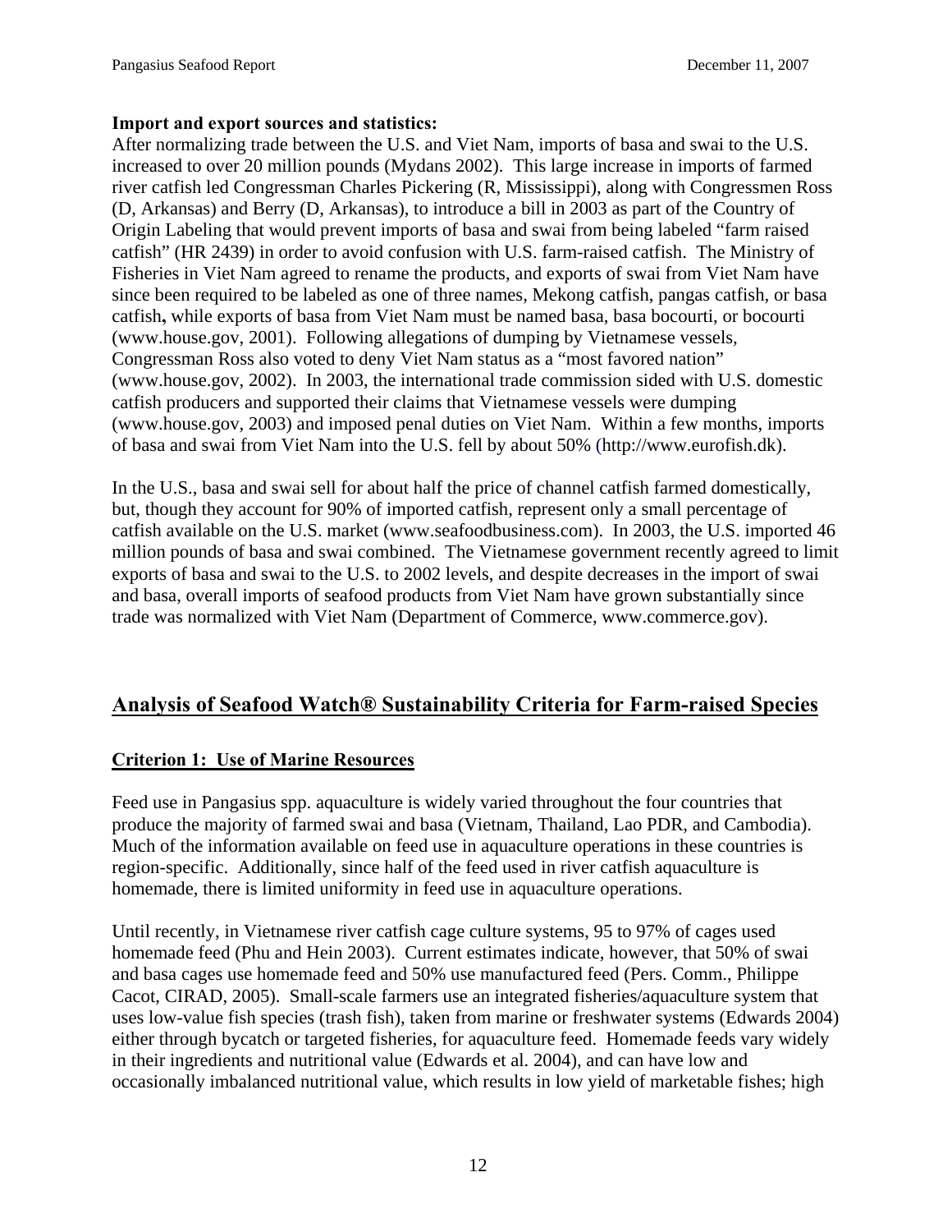**Import and export sources and statistics:**

After normalizing trade between the U.S. and Viet Nam, imports of basa and swai to the U.S. increased to over 20 million pounds (Mydans 2002). This large increase in imports of farmed river catfish led Congressman Charles Pickering (R, Mississippi), along with Congressmen Ross (D, Arkansas) and Berry (D, Arkansas), to introduce a bill in 2003 as part of the Country of Origin Labeling that would prevent imports of basa and swai from being labeled "farm raised catfish" (HR 2439) in order to avoid confusion with U.S. farm-raised catfish. The Ministry of Fisheries in Viet Nam agreed to rename the products, and exports of swai from Viet Nam have since been required to be labeled as one of three names, Mekong catfish, pangas catfish, or basa catfish**,** while exports of basa from Viet Nam must be named basa, basa bocourti, or bocourti (www.house.gov, 2001). Following allegations of dumping by Vietnamese vessels, Congressman Ross also voted to deny Viet Nam status as a "most favored nation" (www.house.gov, 2002). In 2003, the international trade commission sided with U.S. domestic catfish producers and supported their claims that Vietnamese vessels were dumping (www.house.gov, 2003) and imposed penal duties on Viet Nam. Within a few months, imports of basa and swai from Viet Nam into the U.S. fell by about 50% (http://www.eurofish.dk).

In the U.S., basa and swai sell for about half the price of channel catfish farmed domestically, but, though they account for 90% of imported catfish, represent only a small percentage of catfish available on the U.S. market (www.seafoodbusiness.com). In 2003, the U.S. imported 46 million pounds of basa and swai combined. The Vietnamese government recently agreed to limit exports of basa and swai to the U.S. to 2002 levels, and despite decreases in the import of swai and basa, overall imports of seafood products from Viet Nam have grown substantially since trade was normalized with Viet Nam (Department of Commerce, www.commerce.gov).

## Analysis of Seafood Watch® Sustainability Criteria for Farm-raised Species

### Criterion 1: Use of Marine Resources

Feed use in Pangasius spp. aquaculture is widely varied throughout the four countries that produce the majority of farmed swai and basa (Vietnam, Thailand, Lao PDR, and Cambodia). Much of the information available on feed use in aquaculture operations in these countries is region-specific. Additionally, since half of the feed used in river catfish aquaculture is homemade, there is limited uniformity in feed use in aquaculture operations.

Until recently, in Vietnamese river catfish cage culture systems, 95 to 97% of cages used homemade feed (Phu and Hein 2003). Current estimates indicate, however, that 50% of swai and basa cages use homemade feed and 50% use manufactured feed (Pers. Comm., Philippe Cacot, CIRAD, 2005). Small-scale farmers use an integrated fisheries/aquaculture system that uses low-value fish species (trash fish), taken from marine or freshwater systems (Edwards 2004) either through bycatch or targeted fisheries, for aquaculture feed. Homemade feeds vary widely in their ingredients and nutritional value (Edwards et al. 2004), and can have low and occasionally imbalanced nutritional value, which results in low yield of marketable fishes; high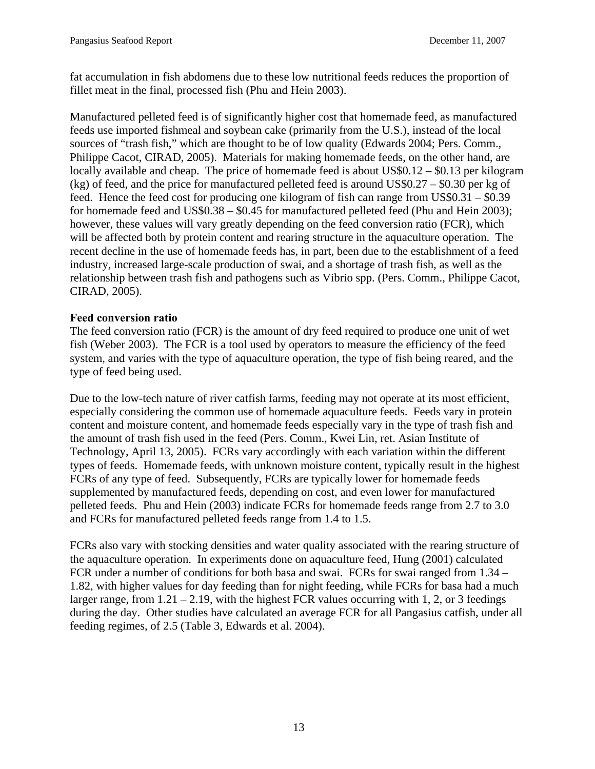fat accumulation in fish abdomens due to these low nutritional feeds reduces the proportion of fillet meat in the final, processed fish (Phu and Hein 2003).

Manufactured pelleted feed is of significantly higher cost that homemade feed, as manufactured feeds use imported fishmeal and soybean cake (primarily from the U.S.), instead of the local sources of "trash fish," which are thought to be of low quality (Edwards 2004; Pers. Comm., Philippe Cacot, CIRAD, 2005). Materials for making homemade feeds, on the other hand, are locally available and cheap. The price of homemade feed is about US$0.12 – $0.13 per kilogram (kg) of feed, and the price for manufactured pelleted feed is around US$0.27 – $0.30 per kg of feed. Hence the feed cost for producing one kilogram of fish can range from US$0.31 – $0.39 for homemade feed and US$0.38 – $0.45 for manufactured pelleted feed (Phu and Hein 2003); however, these values will vary greatly depending on the feed conversion ratio (FCR), which will be affected both by protein content and rearing structure in the aquaculture operation. The recent decline in the use of homemade feeds has, in part, been due to the establishment of a feed industry, increased large-scale production of swai, and a shortage of trash fish, as well as the relationship between trash fish and pathogens such as Vibrio spp. (Pers. Comm., Philippe Cacot, CIRAD, 2005).

**Feed conversion ratio**

The feed conversion ratio (FCR) is the amount of dry feed required to produce one unit of wet fish (Weber 2003). The FCR is a tool used by operators to measure the efficiency of the feed system, and varies with the type of aquaculture operation, the type of fish being reared, and the type of feed being used.

Due to the low-tech nature of river catfish farms, feeding may not operate at its most efficient, especially considering the common use of homemade aquaculture feeds. Feeds vary in protein content and moisture content, and homemade feeds especially vary in the type of trash fish and the amount of trash fish used in the feed (Pers. Comm., Kwei Lin, ret. Asian Institute of Technology, April 13, 2005). FCRs vary accordingly with each variation within the different types of feeds. Homemade feeds, with unknown moisture content, typically result in the highest FCRs of any type of feed. Subsequently, FCRs are typically lower for homemade feeds supplemented by manufactured feeds, depending on cost, and even lower for manufactured pelleted feeds. Phu and Hein (2003) indicate FCRs for homemade feeds range from 2.7 to 3.0 and FCRs for manufactured pelleted feeds range from 1.4 to 1.5.

FCRs also vary with stocking densities and water quality associated with the rearing structure of the aquaculture operation. In experiments done on aquaculture feed, Hung (2001) calculated FCR under a number of conditions for both basa and swai. FCRs for swai ranged from 1.34 – 1.82, with higher values for day feeding than for night feeding, while FCRs for basa had a much larger range, from 1.21 – 2.19, with the highest FCR values occurring with 1, 2, or 3 feedings during the day. Other studies have calculated an average FCR for all Pangasius catfish, under all feeding regimes, of 2.5 (Table 3, Edwards et al. 2004).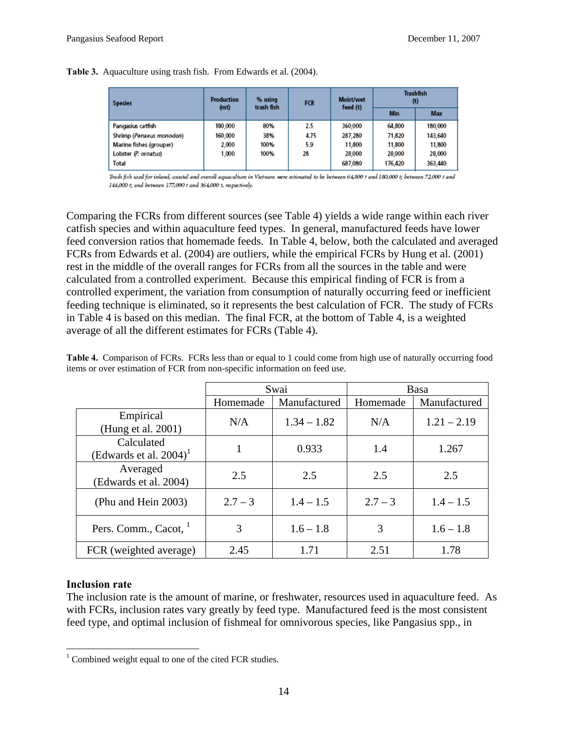**Table 3.** Aquaculture using trash fish. From Edwards et al. (2004).

| Species | Production (mt) | % using trash fish | FCR | Moist/wet feed (t) | Trashfish (t) | |
|---|---|---|---|---|---|---|
| | | | | | Min | Max |
| Pangasius catfish | 180,000 | 80% | 2.5 | 360,000 | 64,800 | 180,000 |
| Shrimp (*Penaeus monodon*) | 160,000 | 38% | 4.75 | 287,280 | 71,820 | 143,640 |
| Marine fishes (grouper) | 2,000 | 100% | 5.9 | 11,800 | 11,800 | 11,800 |
| Lobster (*P. ornatus*) | 1,000 | 100% | 28 | 28,000 | 28,000 | 28,000 |
| Total | | | | 687,080 | 176,420 | 363,440 |

*Trash fish used for inland, coastal and overall aquaculture in Vietnam were estimated to be between 64,800 t and 180,000 t; between 72,000 t and 144,000 t; and between 177,000 t and 364,000 t, respectively.*

Comparing the FCRs from different sources (see Table 4) yields a wide range within each river catfish species and within aquaculture feed types. In general, manufactured feeds have lower feed conversion ratios that homemade feeds. In Table 4, below, both the calculated and averaged FCRs from Edwards et al. (2004) are outliers, while the empirical FCRs by Hung et al. (2001) rest in the middle of the overall ranges for FCRs from all the sources in the table and were calculated from a controlled experiment. Because this empirical finding of FCR is from a controlled experiment, the variation from consumption of naturally occurring feed or inefficient feeding technique is eliminated, so it represents the best calculation of FCR. The study of FCRs in Table 4 is based on this median. The final FCR, at the bottom of Table 4, is a weighted average of all the different estimates for FCRs (Table 4).

**Table 4.** Comparison of FCRs. FCRs less than or equal to 1 could come from high use of naturally occurring food items or over estimation of FCR from non-specific information on feed use.

| | Swai | | Basa | |
|---|---|---|---|---|
| | Homemade | Manufactured | Homemade | Manufactured |
| Empirical (Hung et al. 2001) | N/A | 1.34 – 1.82 | N/A | 1.21 – 2.19 |
| Calculated (Edwards et al. 2004)[1] | 1 | 0.933 | 1.4 | 1.267 |
| Averaged (Edwards et al. 2004) | 2.5 | 2.5 | 2.5 | 2.5 |
| (Phu and Hein 2003) | 2.7 – 3 | 1.4 – 1.5 | 2.7 – 3 | 1.4 – 1.5 |
| Pers. Comm., Cacot, [1] | 3 | 1.6 – 1.8 | 3 | 1.6 – 1.8 |
| FCR (weighted average) | 2.45 | 1.71 | 2.51 | 1.78 |

### Inclusion rate

The inclusion rate is the amount of marine, or freshwater, resources used in aquaculture feed. As with FCRs, inclusion rates vary greatly by feed type. Manufactured feed is the most consistent feed type, and optimal inclusion of fishmeal for omnivorous species, like Pangasius spp., in

[1] Combined weight equal to one of the cited FCR studies.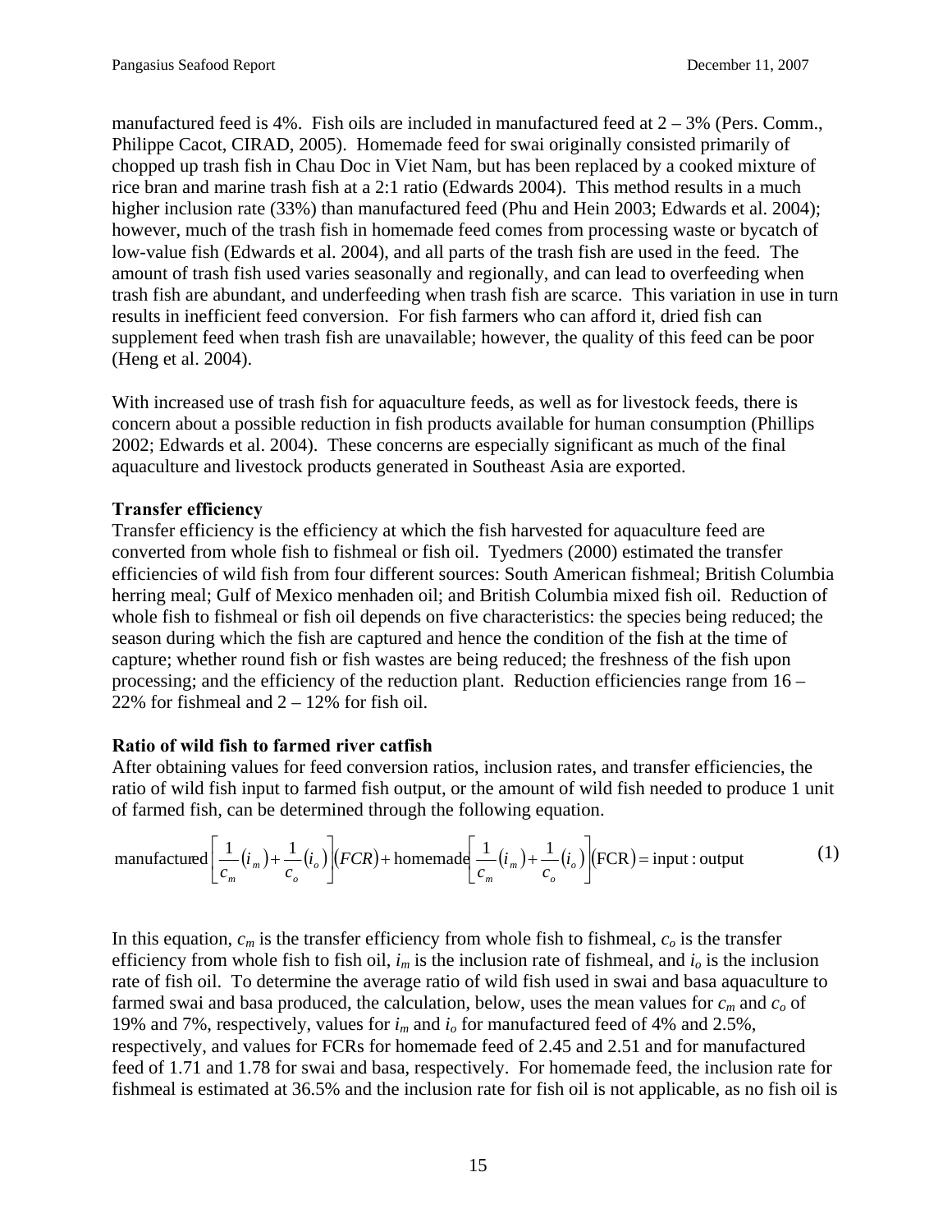manufactured feed is 4%. Fish oils are included in manufactured feed at 2 – 3% (Pers. Comm., Philippe Cacot, CIRAD, 2005). Homemade feed for swai originally consisted primarily of chopped up trash fish in Chau Doc in Viet Nam, but has been replaced by a cooked mixture of rice bran and marine trash fish at a 2:1 ratio (Edwards 2004). This method results in a much higher inclusion rate (33%) than manufactured feed (Phu and Hein 2003; Edwards et al. 2004); however, much of the trash fish in homemade feed comes from processing waste or bycatch of low-value fish (Edwards et al. 2004), and all parts of the trash fish are used in the feed. The amount of trash fish used varies seasonally and regionally, and can lead to overfeeding when trash fish are abundant, and underfeeding when trash fish are scarce. This variation in use in turn results in inefficient feed conversion. For fish farmers who can afford it, dried fish can supplement feed when trash fish are unavailable; however, the quality of this feed can be poor (Heng et al. 2004).

With increased use of trash fish for aquaculture feeds, as well as for livestock feeds, there is concern about a possible reduction in fish products available for human consumption (Phillips 2002; Edwards et al. 2004). These concerns are especially significant as much of the final aquaculture and livestock products generated in Southeast Asia are exported.

**Transfer efficiency**

Transfer efficiency is the efficiency at which the fish harvested for aquaculture feed are converted from whole fish to fishmeal or fish oil. Tyedmers (2000) estimated the transfer efficiencies of wild fish from four different sources: South American fishmeal; British Columbia herring meal; Gulf of Mexico menhaden oil; and British Columbia mixed fish oil. Reduction of whole fish to fishmeal or fish oil depends on five characteristics: the species being reduced; the season during which the fish are captured and hence the condition of the fish at the time of capture; whether round fish or fish wastes are being reduced; the freshness of the fish upon processing; and the efficiency of the reduction plant. Reduction efficiencies range from 16 – 22% for fishmeal and 2 – 12% for fish oil.

**Ratio of wild fish to farmed river catfish**

After obtaining values for feed conversion ratios, inclusion rates, and transfer efficiencies, the ratio of wild fish input to farmed fish output, or the amount of wild fish needed to produce 1 unit of farmed fish, can be determined through the following equation.

$$\text{manufactured}\left[\frac{1}{c_m}(i_m)+\frac{1}{c_o}(i_o)\right](FCR)+\text{homemade}\left[\frac{1}{c_m}(i_m)+\frac{1}{c_o}(i_o)\right](\text{FCR})=\text{input : output} \quad (1)$$

In this equation, $c_m$ is the transfer efficiency from whole fish to fishmeal, $c_o$ is the transfer efficiency from whole fish to fish oil, $i_m$ is the inclusion rate of fishmeal, and $i_o$ is the inclusion rate of fish oil. To determine the average ratio of wild fish used in swai and basa aquaculture to farmed swai and basa produced, the calculation, below, uses the mean values for $c_m$ and $c_o$ of 19% and 7%, respectively, values for $i_m$ and $i_o$ for manufactured feed of 4% and 2.5%, respectively, and values for FCRs for homemade feed of 2.45 and 2.51 and for manufactured feed of 1.71 and 1.78 for swai and basa, respectively. For homemade feed, the inclusion rate for fishmeal is estimated at 36.5% and the inclusion rate for fish oil is not applicable, as no fish oil is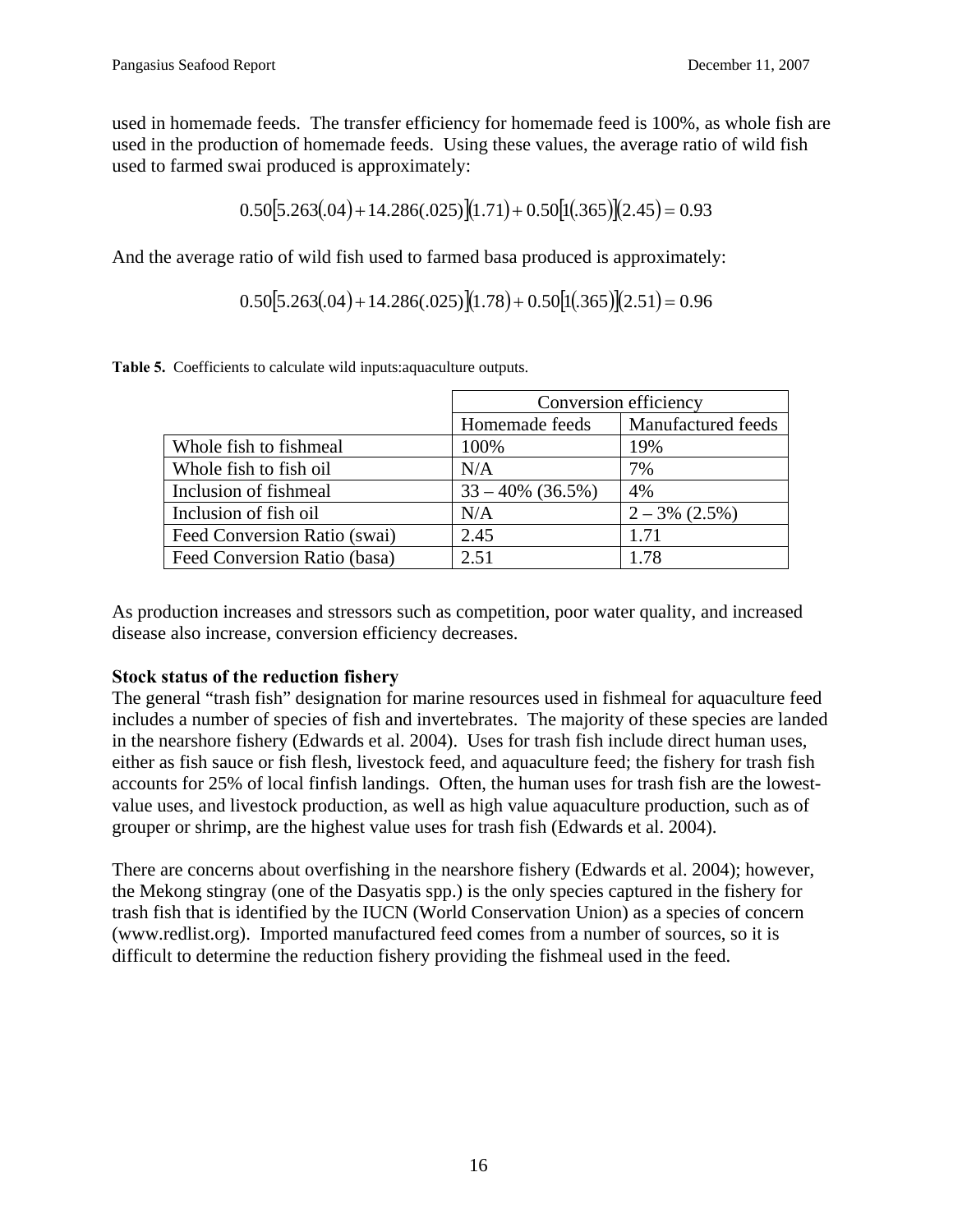used in homemade feeds. The transfer efficiency for homemade feed is 100%, as whole fish are used in the production of homemade feeds. Using these values, the average ratio of wild fish used to farmed swai produced is approximately:

$$0.50[5.263(.04) + 14.286(.025)](1.71) + 0.50[1(.365)](2.45) = 0.93$$

And the average ratio of wild fish used to farmed basa produced is approximately:

$$0.50[5.263(.04) + 14.286(.025)](1.78) + 0.50[1(.365)](2.51) = 0.96$$

**Table 5.** Coefficients to calculate wild inputs:aquaculture outputs.

| | Conversion efficiency | |
|---|---|---|
| | Homemade feeds | Manufactured feeds |
| Whole fish to fishmeal | 100% | 19% |
| Whole fish to fish oil | N/A | 7% |
| Inclusion of fishmeal | 33 – 40% (36.5%) | 4% |
| Inclusion of fish oil | N/A | 2 – 3% (2.5%) |
| Feed Conversion Ratio (swai) | 2.45 | 1.71 |
| Feed Conversion Ratio (basa) | 2.51 | 1.78 |

As production increases and stressors such as competition, poor water quality, and increased disease also increase, conversion efficiency decreases.

**Stock status of the reduction fishery**

The general "trash fish" designation for marine resources used in fishmeal for aquaculture feed includes a number of species of fish and invertebrates. The majority of these species are landed in the nearshore fishery (Edwards et al. 2004). Uses for trash fish include direct human uses, either as fish sauce or fish flesh, livestock feed, and aquaculture feed; the fishery for trash fish accounts for 25% of local finfish landings. Often, the human uses for trash fish are the lowest-value uses, and livestock production, as well as high value aquaculture production, such as of grouper or shrimp, are the highest value uses for trash fish (Edwards et al. 2004).

There are concerns about overfishing in the nearshore fishery (Edwards et al. 2004); however, the Mekong stingray (one of the Dasyatis spp.) is the only species captured in the fishery for trash fish that is identified by the IUCN (World Conservation Union) as a species of concern (www.redlist.org). Imported manufactured feed comes from a number of sources, so it is difficult to determine the reduction fishery providing the fishmeal used in the feed.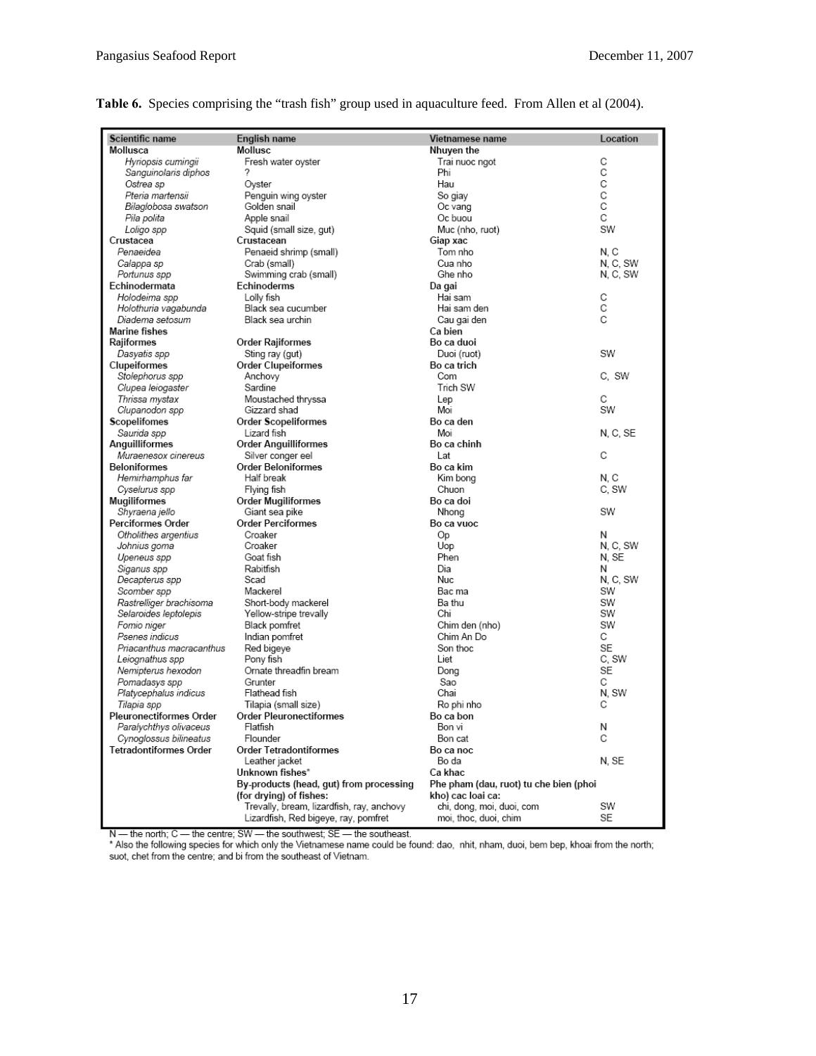**Table 6.** Species comprising the "trash fish" group used in aquaculture feed. From Allen et al (2004).

| Scientific name | English name | Vietnamese name | Location |
|---|---|---|---|
| **Mollusca** | **Mollusc** | **Nhuyen the** | |
| *Hyriopsis cumingii* | Fresh water oyster | Trai nuoc ngot | C |
| *Sanguinolaris diphos* | ? | Phi | C |
| *Ostrea sp* | Oyster | Hau | C |
| *Pteria martensii* | Penguin wing oyster | So giay | C |
| *Bilaglobosa swatson* | Golden snail | Oc vang | C |
| *Pila polita* | Apple snail | Oc buou | C |
| *Loligo spp* | Squid (small size, gut) | Muc (nho, ruot) | SW |
| **Crustacea** | **Crustacean** | **Giap xac** | |
| *Penaeidea* | Penaeid shrimp (small) | Tom nho | N, C |
| *Calappa sp* | Crab (small) | Cua nho | N, C, SW |
| *Portunus spp* | Swimming crab (small) | Ghe nho | N, C, SW |
| **Echinodermata** | **Echinoderms** | **Da gai** | |
| *Holodeima spp* | Lolly fish | Hai sam | C |
| *Holothuria vagabunda* | Black sea cucumber | Hai sam den | C |
| *Diadema setosum* | Black sea urchin | Cau gai den | C |
| **Marine fishes** | | **Ca bien** | |
| **Rajiformes** | **Order Rajiformes** | **Bo ca duoi** | |
| *Dasyatis spp* | Sting ray (gut) | Duoi (ruot) | SW |
| **Clupeiformes** | **Order Clupeiformes** | **Bo ca trich** | |
| *Stolephorus spp* | Anchovy | Com | C, SW |
| *Clupea leiogaster* | Sardine | Trich SW | |
| *Thrissa mystax* | Moustached thryssa | Lep | C |
| *Clupanodon spp* | Gizzard shad | Moi | SW |
| **Scopelifomes** | **Order Scopeliformes** | **Bo ca den** | |
| *Saurida spp* | Lizard fish | Moi | N, C, SE |
| **Anguilliformes** | **Order Anguilliformes** | **Bo ca chinh** | |
| *Muraenesox cinereus* | Silver conger eel | Lat | C |
| **Beloniformes** | **Order Beloniformes** | **Bo ca kim** | |
| *Hemirhamphus far* | Half break | Kim bong | N, C |
| *Cyselurus spp* | Flying fish | Chuon | C, SW |
| **Mugiliformes** | **Order Mugiliformes** | **Bo ca doi** | |
| *Shyraena jello* | Giant sea pike | Nhong | SW |
| **Perciformes Order** | **Order Perciformes** | **Bo ca vuoc** | |
| *Otholithes argentius* | Croaker | Op | N |
| *Johnius goma* | Croaker | Uop | N, C, SW |
| *Upeneus spp* | Goat fish | Phen | N, SE |
| *Siganus spp* | Rabitfish | Dia | N |
| *Decapterus spp* | Scad | Nuc | N, C, SW |
| *Scomber spp* | Mackerel | Bac ma | SW |
| *Rastrelliger brachisoma* | Short-body mackerel | Ba thu | SW |
| *Selaroides leptolepis* | Yellow-stripe trevally | Chi | SW |
| *Fomio niger* | Black pomfret | Chim den (nho) | SW |
| *Psenes indicus* | Indian pomfret | Chim An Do | C |
| *Priacanthus macracanthus* | Red bigeye | Son thoc | SE |
| *Leiognathus spp* | Pony fish | Liet | C, SW |
| *Nemipterus hexodon* | Ornate threadfin bream | Dong | SE |
| *Pomadasys spp* | Grunter | Sao | C |
| *Platycephalus indicus* | Flathead fish | Chai | N, SW |
| *Tilapia spp* | Tilapia (small size) | Ro phi nho | C |
| **Pleuronectiformes Order** | **Order Pleuronectiformes** | **Bo ca bon** | |
| *Paralychthys olivaceus* | Flatfish | Bon vi | N |
| *Cynoglossus bilineatus* | Flounder | Bon cat | C |
| **Tetradontiformes Order** | **Order Tetradontiformes** | **Bo ca noc** | |
| | Leather jacket | Bo da | N, SE |
| | **Unknown fishes*** | **Ca khac** | |
| | **By-products (head, gut) from processing (for drying) of fishes:** | **Phe pham (dau, ruot) tu che bien (phoi kho) cac loai ca:** | |
| | Trevally, bream, lizardfish, ray, anchovy | chi, dong, moi, duoi, com | SW |
| | Lizardfish, Red bigeye, ray, pomfret | moi, thoc, duoi, chim | SE |

N — the north; C — the centre; SW — the southwest; SE — the southeast.
* Also the following species for which only the Vietnamese name could be found: dao, nhit, nham, duoi, bem bep, khoai from the north; suot, chet from the centre; and bi from the southeast of Vietnam.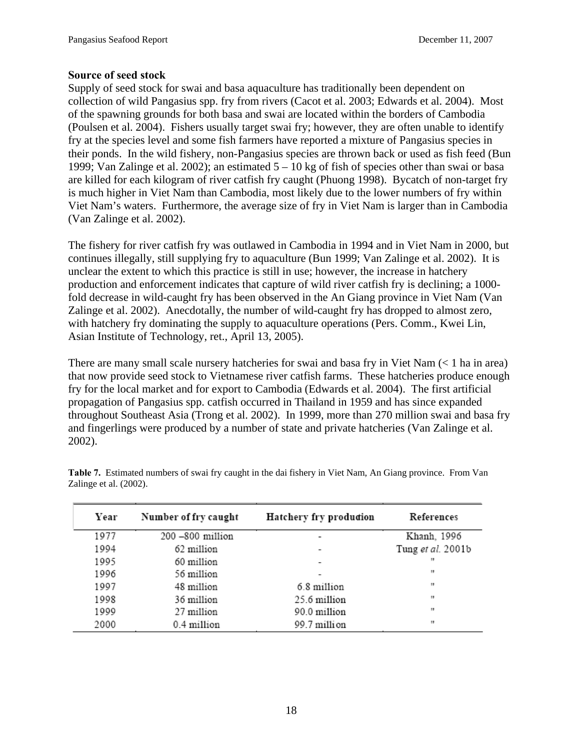## Source of seed stock

Supply of seed stock for swai and basa aquaculture has traditionally been dependent on collection of wild Pangasius spp. fry from rivers (Cacot et al. 2003; Edwards et al. 2004). Most of the spawning grounds for both basa and swai are located within the borders of Cambodia (Poulsen et al. 2004). Fishers usually target swai fry; however, they are often unable to identify fry at the species level and some fish farmers have reported a mixture of Pangasius species in their ponds. In the wild fishery, non-Pangasius species are thrown back or used as fish feed (Bun 1999; Van Zalinge et al. 2002); an estimated 5 – 10 kg of fish of species other than swai or basa are killed for each kilogram of river catfish fry caught (Phuong 1998). Bycatch of non-target fry is much higher in Viet Nam than Cambodia, most likely due to the lower numbers of fry within Viet Nam's waters. Furthermore, the average size of fry in Viet Nam is larger than in Cambodia (Van Zalinge et al. 2002).

The fishery for river catfish fry was outlawed in Cambodia in 1994 and in Viet Nam in 2000, but continues illegally, still supplying fry to aquaculture (Bun 1999; Van Zalinge et al. 2002). It is unclear the extent to which this practice is still in use; however, the increase in hatchery production and enforcement indicates that capture of wild river catfish fry is declining; a 1000-fold decrease in wild-caught fry has been observed in the An Giang province in Viet Nam (Van Zalinge et al. 2002). Anecdotally, the number of wild-caught fry has dropped to almost zero, with hatchery fry dominating the supply to aquaculture operations (Pers. Comm., Kwei Lin, Asian Institute of Technology, ret., April 13, 2005).

There are many small scale nursery hatcheries for swai and basa fry in Viet Nam (< 1 ha in area) that now provide seed stock to Vietnamese river catfish farms. These hatcheries produce enough fry for the local market and for export to Cambodia (Edwards et al. 2004). The first artificial propagation of Pangasius spp. catfish occurred in Thailand in 1959 and has since expanded throughout Southeast Asia (Trong et al. 2002). In 1999, more than 270 million swai and basa fry and fingerlings were produced by a number of state and private hatcheries (Van Zalinge et al. 2002).

**Table 7.** Estimated numbers of swai fry caught in the dai fishery in Viet Nam, An Giang province. From Van Zalinge et al. (2002).

| Year | Number of fry caught | Hatchery fry production | References |
|---|---|---|---|
| 1977 | 200 –800 million | - | Khanh, 1996 |
| 1994 | 62 million | - | Tung *et al.* 2001b |
| 1995 | 60 million | - | " |
| 1996 | 56 million | - | " |
| 1997 | 48 million | 6.8 million | " |
| 1998 | 36 million | 25.6 million | " |
| 1999 | 27 million | 90.0 million | " |
| 2000 | 0.4 million | 99.7 million | " |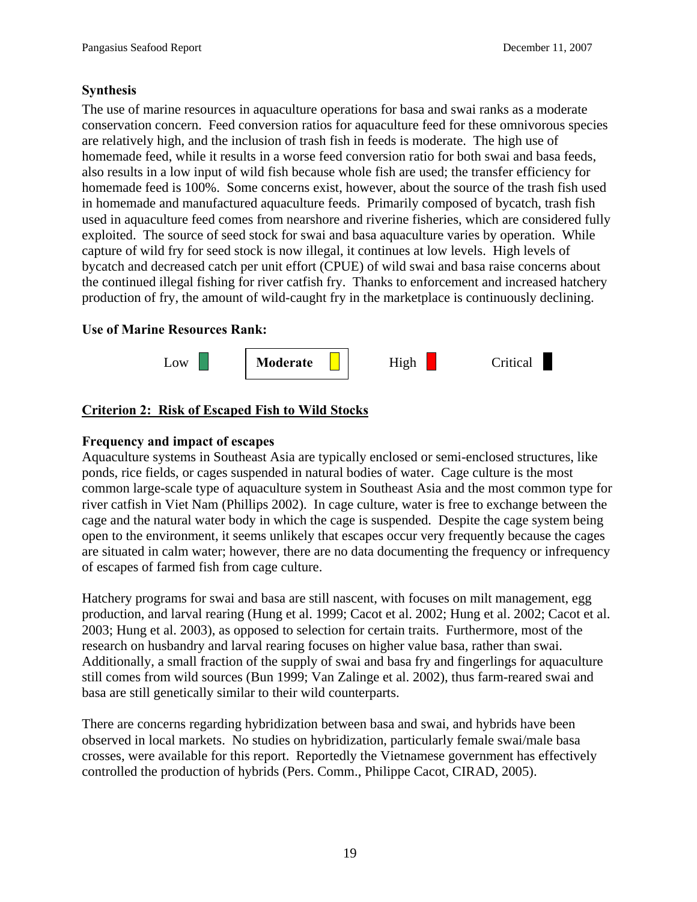### Synthesis

The use of marine resources in aquaculture operations for basa and swai ranks as a moderate conservation concern. Feed conversion ratios for aquaculture feed for these omnivorous species are relatively high, and the inclusion of trash fish in feeds is moderate. The high use of homemade feed, while it results in a worse feed conversion ratio for both swai and basa feeds, also results in a low input of wild fish because whole fish are used; the transfer efficiency for homemade feed is 100%. Some concerns exist, however, about the source of the trash fish used in homemade and manufactured aquaculture feeds. Primarily composed of bycatch, trash fish used in aquaculture feed comes from nearshore and riverine fisheries, which are considered fully exploited. The source of seed stock for swai and basa aquaculture varies by operation. While capture of wild fry for seed stock is now illegal, it continues at low levels. High levels of bycatch and decreased catch per unit effort (CPUE) of wild swai and basa raise concerns about the continued illegal fishing for river catfish fry. Thanks to enforcement and increased hatchery production of fry, the amount of wild-caught fry in the marketplace is continuously declining.

**Use of Marine Resources Rank:**

Low | **Moderate** | High | Critical

## Criterion 2: Risk of Escaped Fish to Wild Stocks

### Frequency and impact of escapes

Aquaculture systems in Southeast Asia are typically enclosed or semi-enclosed structures, like ponds, rice fields, or cages suspended in natural bodies of water. Cage culture is the most common large-scale type of aquaculture system in Southeast Asia and the most common type for river catfish in Viet Nam (Phillips 2002). In cage culture, water is free to exchange between the cage and the natural water body in which the cage is suspended. Despite the cage system being open to the environment, it seems unlikely that escapes occur very frequently because the cages are situated in calm water; however, there are no data documenting the frequency or infrequency of escapes of farmed fish from cage culture.

Hatchery programs for swai and basa are still nascent, with focuses on milt management, egg production, and larval rearing (Hung et al. 1999; Cacot et al. 2002; Hung et al. 2002; Cacot et al. 2003; Hung et al. 2003), as opposed to selection for certain traits. Furthermore, most of the research on husbandry and larval rearing focuses on higher value basa, rather than swai. Additionally, a small fraction of the supply of swai and basa fry and fingerlings for aquaculture still comes from wild sources (Bun 1999; Van Zalinge et al. 2002), thus farm-reared swai and basa are still genetically similar to their wild counterparts.

There are concerns regarding hybridization between basa and swai, and hybrids have been observed in local markets. No studies on hybridization, particularly female swai/male basa crosses, were available for this report. Reportedly the Vietnamese government has effectively controlled the production of hybrids (Pers. Comm., Philippe Cacot, CIRAD, 2005).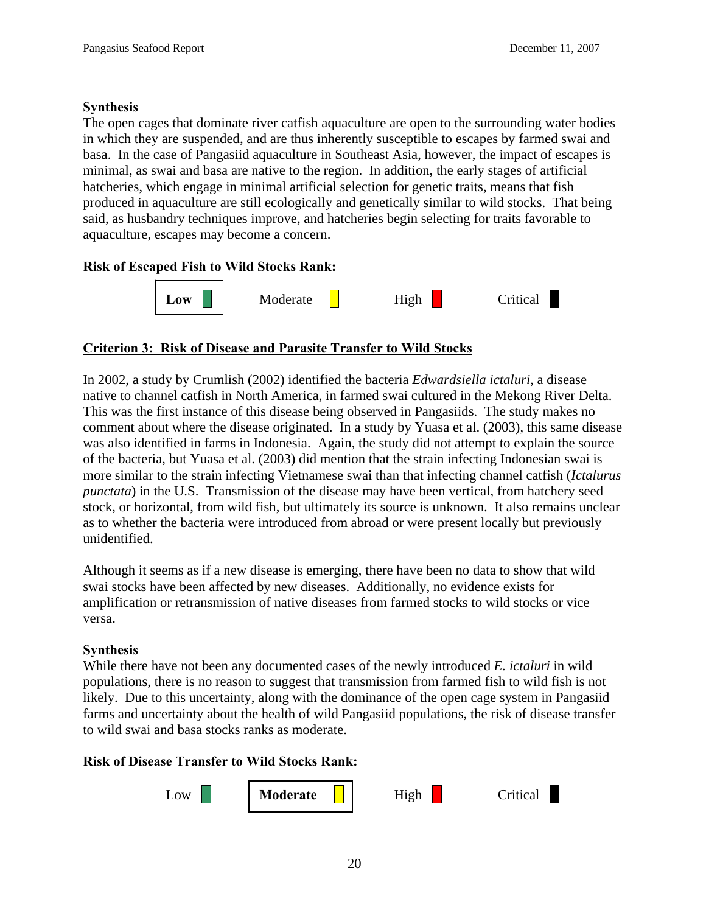**Synthesis**

The open cages that dominate river catfish aquaculture are open to the surrounding water bodies in which they are suspended, and are thus inherently susceptible to escapes by farmed swai and basa. In the case of Pangasiid aquaculture in Southeast Asia, however, the impact of escapes is minimal, as swai and basa are native to the region. In addition, the early stages of artificial hatcheries, which engage in minimal artificial selection for genetic traits, means that fish produced in aquaculture are still ecologically and genetically similar to wild stocks. That being said, as husbandry techniques improve, and hatcheries begin selecting for traits favorable to aquaculture, escapes may become a concern.

**Risk of Escaped Fish to Wild Stocks Rank:**

| **Low** | Moderate | High | Critical |
|---|---|---|---|

## Criterion 3: Risk of Disease and Parasite Transfer to Wild Stocks

In 2002, a study by Crumlish (2002) identified the bacteria *Edwardsiella ictaluri*, a disease native to channel catfish in North America, in farmed swai cultured in the Mekong River Delta. This was the first instance of this disease being observed in Pangasiids. The study makes no comment about where the disease originated. In a study by Yuasa et al. (2003), this same disease was also identified in farms in Indonesia. Again, the study did not attempt to explain the source of the bacteria, but Yuasa et al. (2003) did mention that the strain infecting Indonesian swai is more similar to the strain infecting Vietnamese swai than that infecting channel catfish (*Ictalurus punctata*) in the U.S. Transmission of the disease may have been vertical, from hatchery seed stock, or horizontal, from wild fish, but ultimately its source is unknown. It also remains unclear as to whether the bacteria were introduced from abroad or were present locally but previously unidentified.

Although it seems as if a new disease is emerging, there have been no data to show that wild swai stocks have been affected by new diseases. Additionally, no evidence exists for amplification or retransmission of native diseases from farmed stocks to wild stocks or vice versa.

**Synthesis**

While there have not been any documented cases of the newly introduced *E. ictaluri* in wild populations, there is no reason to suggest that transmission from farmed fish to wild fish is not likely. Due to this uncertainty, along with the dominance of the open cage system in Pangasiid farms and uncertainty about the health of wild Pangasiid populations, the risk of disease transfer to wild swai and basa stocks ranks as moderate.

**Risk of Disease Transfer to Wild Stocks Rank:**

| Low | **Moderate** | High | Critical |
|---|---|---|---|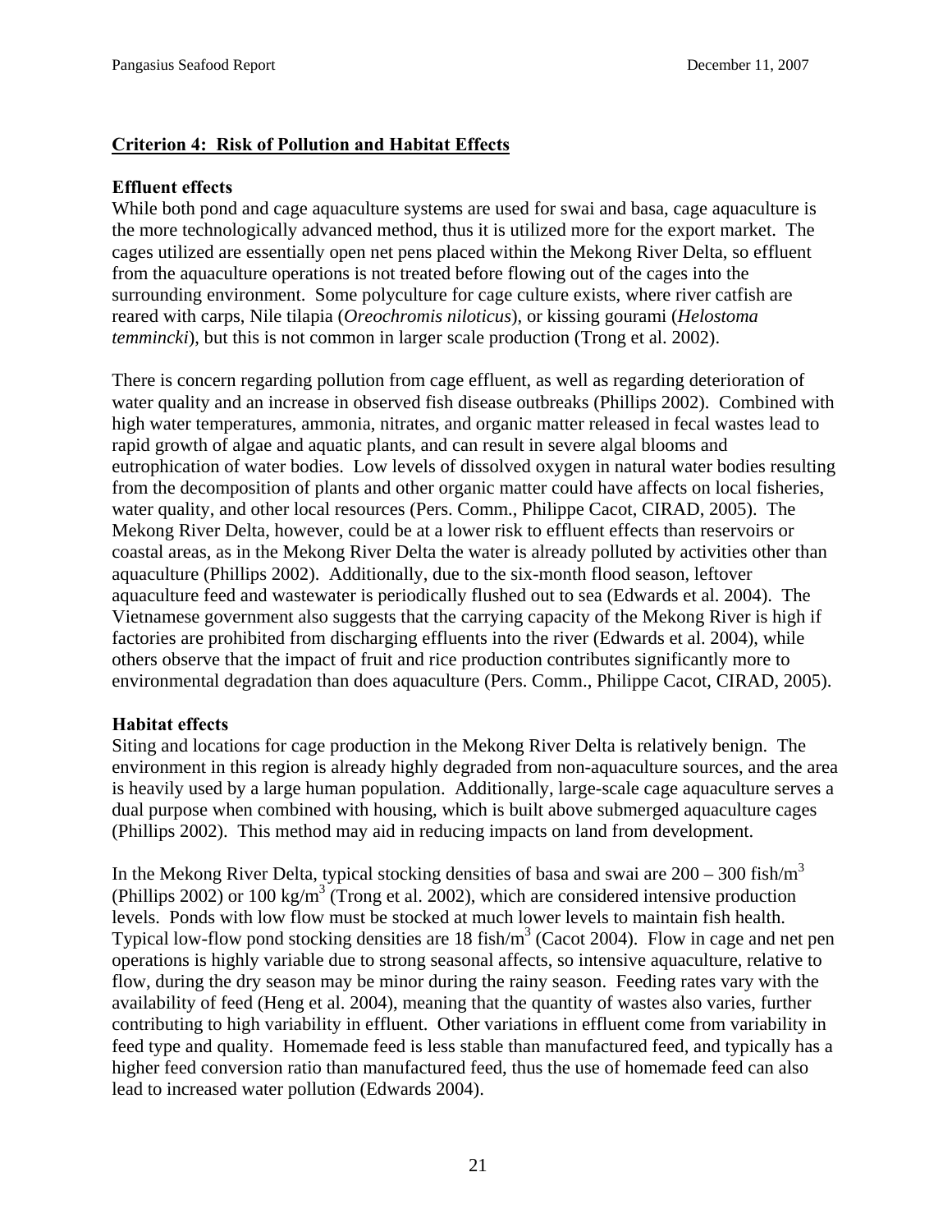## Criterion 4: Risk of Pollution and Habitat Effects

### Effluent effects

While both pond and cage aquaculture systems are used for swai and basa, cage aquaculture is the more technologically advanced method, thus it is utilized more for the export market. The cages utilized are essentially open net pens placed within the Mekong River Delta, so effluent from the aquaculture operations is not treated before flowing out of the cages into the surrounding environment. Some polyculture for cage culture exists, where river catfish are reared with carps, Nile tilapia (*Oreochromis niloticus*), or kissing gourami (*Helostoma temmincki*), but this is not common in larger scale production (Trong et al. 2002).

There is concern regarding pollution from cage effluent, as well as regarding deterioration of water quality and an increase in observed fish disease outbreaks (Phillips 2002). Combined with high water temperatures, ammonia, nitrates, and organic matter released in fecal wastes lead to rapid growth of algae and aquatic plants, and can result in severe algal blooms and eutrophication of water bodies. Low levels of dissolved oxygen in natural water bodies resulting from the decomposition of plants and other organic matter could have affects on local fisheries, water quality, and other local resources (Pers. Comm., Philippe Cacot, CIRAD, 2005). The Mekong River Delta, however, could be at a lower risk to effluent effects than reservoirs or coastal areas, as in the Mekong River Delta the water is already polluted by activities other than aquaculture (Phillips 2002). Additionally, due to the six-month flood season, leftover aquaculture feed and wastewater is periodically flushed out to sea (Edwards et al. 2004). The Vietnamese government also suggests that the carrying capacity of the Mekong River is high if factories are prohibited from discharging effluents into the river (Edwards et al. 2004), while others observe that the impact of fruit and rice production contributes significantly more to environmental degradation than does aquaculture (Pers. Comm., Philippe Cacot, CIRAD, 2005).

### Habitat effects

Siting and locations for cage production in the Mekong River Delta is relatively benign. The environment in this region is already highly degraded from non-aquaculture sources, and the area is heavily used by a large human population. Additionally, large-scale cage aquaculture serves a dual purpose when combined with housing, which is built above submerged aquaculture cages (Phillips 2002). This method may aid in reducing impacts on land from development.

In the Mekong River Delta, typical stocking densities of basa and swai are 200 – 300 fish/$m^3$ (Phillips 2002) or 100 kg/$m^3$ (Trong et al. 2002), which are considered intensive production levels. Ponds with low flow must be stocked at much lower levels to maintain fish health. Typical low-flow pond stocking densities are 18 fish/$m^3$ (Cacot 2004). Flow in cage and net pen operations is highly variable due to strong seasonal affects, so intensive aquaculture, relative to flow, during the dry season may be minor during the rainy season. Feeding rates vary with the availability of feed (Heng et al. 2004), meaning that the quantity of wastes also varies, further contributing to high variability in effluent. Other variations in effluent come from variability in feed type and quality. Homemade feed is less stable than manufactured feed, and typically has a higher feed conversion ratio than manufactured feed, thus the use of homemade feed can also lead to increased water pollution (Edwards 2004).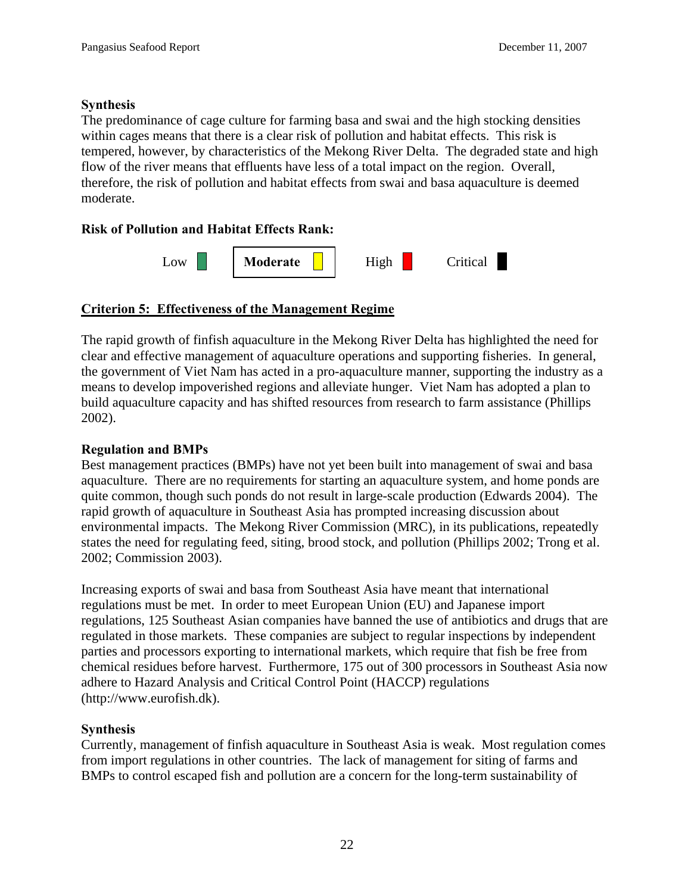**Synthesis**

The predominance of cage culture for farming basa and swai and the high stocking densities within cages means that there is a clear risk of pollution and habitat effects. This risk is tempered, however, by characteristics of the Mekong River Delta. The degraded state and high flow of the river means that effluents have less of a total impact on the region. Overall, therefore, the risk of pollution and habitat effects from swai and basa aquaculture is deemed moderate.

**Risk of Pollution and Habitat Effects Rank:**

Low | **Moderate** | High | Critical

## Criterion 5: Effectiveness of the Management Regime

The rapid growth of finfish aquaculture in the Mekong River Delta has highlighted the need for clear and effective management of aquaculture operations and supporting fisheries. In general, the government of Viet Nam has acted in a pro-aquaculture manner, supporting the industry as a means to develop impoverished regions and alleviate hunger. Viet Nam has adopted a plan to build aquaculture capacity and has shifted resources from research to farm assistance (Phillips 2002).

**Regulation and BMPs**

Best management practices (BMPs) have not yet been built into management of swai and basa aquaculture. There are no requirements for starting an aquaculture system, and home ponds are quite common, though such ponds do not result in large-scale production (Edwards 2004). The rapid growth of aquaculture in Southeast Asia has prompted increasing discussion about environmental impacts. The Mekong River Commission (MRC), in its publications, repeatedly states the need for regulating feed, siting, brood stock, and pollution (Phillips 2002; Trong et al. 2002; Commission 2003).

Increasing exports of swai and basa from Southeast Asia have meant that international regulations must be met. In order to meet European Union (EU) and Japanese import regulations, 125 Southeast Asian companies have banned the use of antibiotics and drugs that are regulated in those markets. These companies are subject to regular inspections by independent parties and processors exporting to international markets, which require that fish be free from chemical residues before harvest. Furthermore, 175 out of 300 processors in Southeast Asia now adhere to Hazard Analysis and Critical Control Point (HACCP) regulations (http://www.eurofish.dk).

**Synthesis**

Currently, management of finfish aquaculture in Southeast Asia is weak. Most regulation comes from import regulations in other countries. The lack of management for siting of farms and BMPs to control escaped fish and pollution are a concern for the long-term sustainability of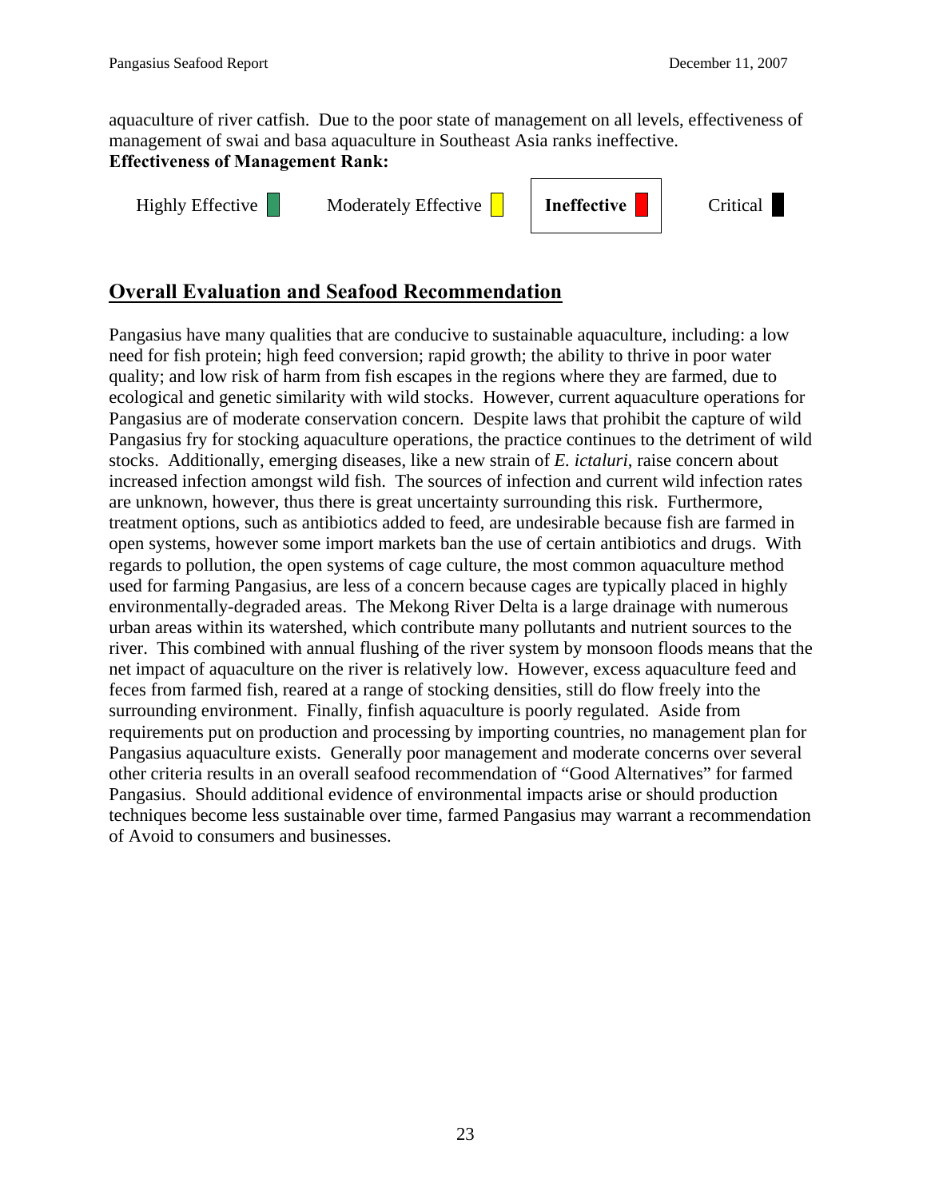aquaculture of river catfish. Due to the poor state of management on all levels, effectiveness of management of swai and basa aquaculture in Southeast Asia ranks ineffective.

**Effectiveness of Management Rank:**

Highly Effective | Moderately Effective | **Ineffective** | Critical

## Overall Evaluation and Seafood Recommendation

Pangasius have many qualities that are conducive to sustainable aquaculture, including: a low need for fish protein; high feed conversion; rapid growth; the ability to thrive in poor water quality; and low risk of harm from fish escapes in the regions where they are farmed, due to ecological and genetic similarity with wild stocks. However, current aquaculture operations for Pangasius are of moderate conservation concern. Despite laws that prohibit the capture of wild Pangasius fry for stocking aquaculture operations, the practice continues to the detriment of wild stocks. Additionally, emerging diseases, like a new strain of *E. ictaluri*, raise concern about increased infection amongst wild fish. The sources of infection and current wild infection rates are unknown, however, thus there is great uncertainty surrounding this risk. Furthermore, treatment options, such as antibiotics added to feed, are undesirable because fish are farmed in open systems, however some import markets ban the use of certain antibiotics and drugs. With regards to pollution, the open systems of cage culture, the most common aquaculture method used for farming Pangasius, are less of a concern because cages are typically placed in highly environmentally-degraded areas. The Mekong River Delta is a large drainage with numerous urban areas within its watershed, which contribute many pollutants and nutrient sources to the river. This combined with annual flushing of the river system by monsoon floods means that the net impact of aquaculture on the river is relatively low. However, excess aquaculture feed and feces from farmed fish, reared at a range of stocking densities, still do flow freely into the surrounding environment. Finally, finfish aquaculture is poorly regulated. Aside from requirements put on production and processing by importing countries, no management plan for Pangasius aquaculture exists. Generally poor management and moderate concerns over several other criteria results in an overall seafood recommendation of "Good Alternatives" for farmed Pangasius. Should additional evidence of environmental impacts arise or should production techniques become less sustainable over time, farmed Pangasius may warrant a recommendation of Avoid to consumers and businesses.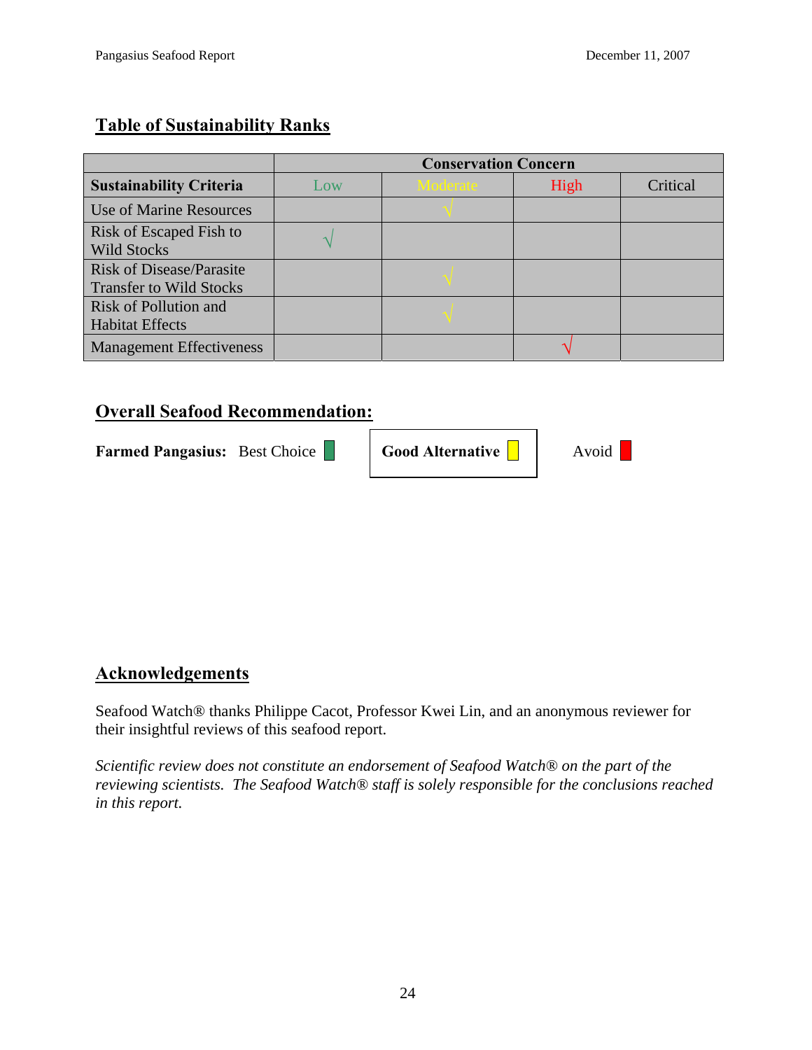## Table of Sustainability Ranks

| | Conservation Concern | | | |
|---|---|---|---|---|
| **Sustainability Criteria** | Low | Moderate | High | Critical |
| Use of Marine Resources | | √ | | |
| Risk of Escaped Fish to Wild Stocks | √ | | | |
| Risk of Disease/Parasite Transfer to Wild Stocks | | √ | | |
| Risk of Pollution and Habitat Effects | | √ | | |
| Management Effectiveness | | | √ | |

## Overall Seafood Recommendation:

**Farmed Pangasius:** Best Choice **Good Alternative** Avoid

## Acknowledgements

Seafood Watch® thanks Philippe Cacot, Professor Kwei Lin, and an anonymous reviewer for their insightful reviews of this seafood report.

*Scientific review does not constitute an endorsement of Seafood Watch® on the part of the reviewing scientists. The Seafood Watch® staff is solely responsible for the conclusions reached in this report.*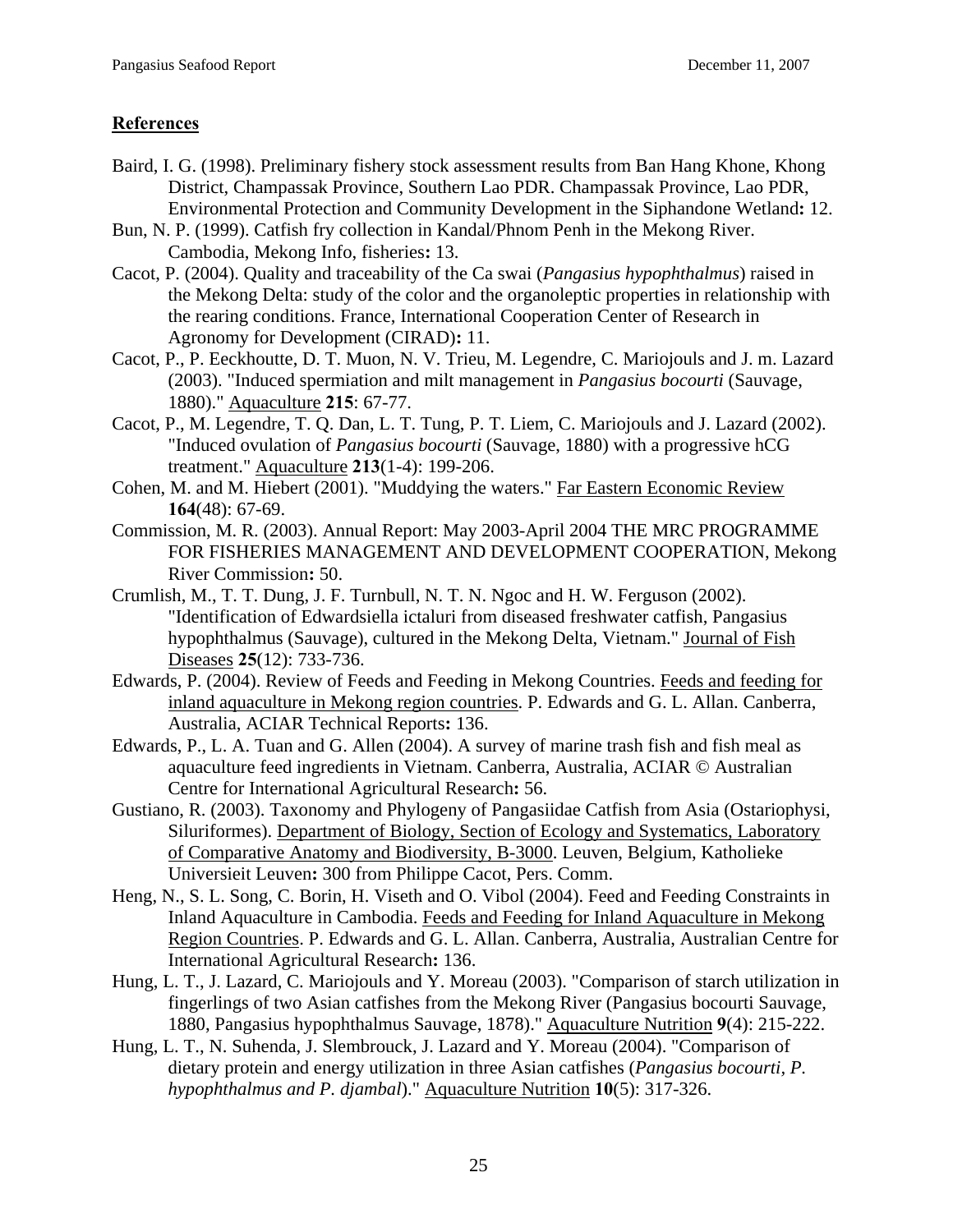## References

Baird, I. G. (1998). Preliminary fishery stock assessment results from Ban Hang Khone, Khong District, Champassak Province, Southern Lao PDR. Champassak Province, Lao PDR, Environmental Protection and Community Development in the Siphandone Wetland**:** 12.

Bun, N. P. (1999). Catfish fry collection in Kandal/Phnom Penh in the Mekong River. Cambodia, Mekong Info, fisheries**:** 13.

Cacot, P. (2004). Quality and traceability of the Ca swai (*Pangasius hypophthalmus*) raised in the Mekong Delta: study of the color and the organoleptic properties in relationship with the rearing conditions. France, International Cooperation Center of Research in Agronomy for Development (CIRAD)**:** 11.

Cacot, P., P. Eeckhoutte, D. T. Muon, N. V. Trieu, M. Legendre, C. Mariojouls and J. m. Lazard (2003). "Induced spermiation and milt management in *Pangasius bocourti* (Sauvage, 1880)." Aquaculture **215**: 67-77.

Cacot, P., M. Legendre, T. Q. Dan, L. T. Tung, P. T. Liem, C. Mariojouls and J. Lazard (2002). "Induced ovulation of *Pangasius bocourti* (Sauvage, 1880) with a progressive hCG treatment." Aquaculture **213**(1-4): 199-206.

Cohen, M. and M. Hiebert (2001). "Muddying the waters." Far Eastern Economic Review **164**(48): 67-69.

Commission, M. R. (2003). Annual Report: May 2003-April 2004 THE MRC PROGRAMME FOR FISHERIES MANAGEMENT AND DEVELOPMENT COOPERATION, Mekong River Commission**:** 50.

Crumlish, M., T. T. Dung, J. F. Turnbull, N. T. N. Ngoc and H. W. Ferguson (2002). "Identification of Edwardsiella ictaluri from diseased freshwater catfish, Pangasius hypophthalmus (Sauvage), cultured in the Mekong Delta, Vietnam." Journal of Fish Diseases **25**(12): 733-736.

Edwards, P. (2004). Review of Feeds and Feeding in Mekong Countries. Feeds and feeding for inland aquaculture in Mekong region countries. P. Edwards and G. L. Allan. Canberra, Australia, ACIAR Technical Reports**:** 136.

Edwards, P., L. A. Tuan and G. Allen (2004). A survey of marine trash fish and fish meal as aquaculture feed ingredients in Vietnam. Canberra, Australia, ACIAR © Australian Centre for International Agricultural Research**:** 56.

Gustiano, R. (2003). Taxonomy and Phylogeny of Pangasiidae Catfish from Asia (Ostariophysi, Siluriformes). Department of Biology, Section of Ecology and Systematics, Laboratory of Comparative Anatomy and Biodiversity, B-3000. Leuven, Belgium, Katholieke Universieit Leuven**:** 300 from Philippe Cacot, Pers. Comm.

Heng, N., S. L. Song, C. Borin, H. Viseth and O. Vibol (2004). Feed and Feeding Constraints in Inland Aquaculture in Cambodia. Feeds and Feeding for Inland Aquaculture in Mekong Region Countries. P. Edwards and G. L. Allan. Canberra, Australia, Australian Centre for International Agricultural Research**:** 136.

Hung, L. T., J. Lazard, C. Mariojouls and Y. Moreau (2003). "Comparison of starch utilization in fingerlings of two Asian catfishes from the Mekong River (Pangasius bocourti Sauvage, 1880, Pangasius hypophthalmus Sauvage, 1878)." Aquaculture Nutrition **9**(4): 215-222.

Hung, L. T., N. Suhenda, J. Slembrouck, J. Lazard and Y. Moreau (2004). "Comparison of dietary protein and energy utilization in three Asian catfishes (*Pangasius bocourti, P. hypophthalmus and P. djambal*)." Aquaculture Nutrition **10**(5): 317-326.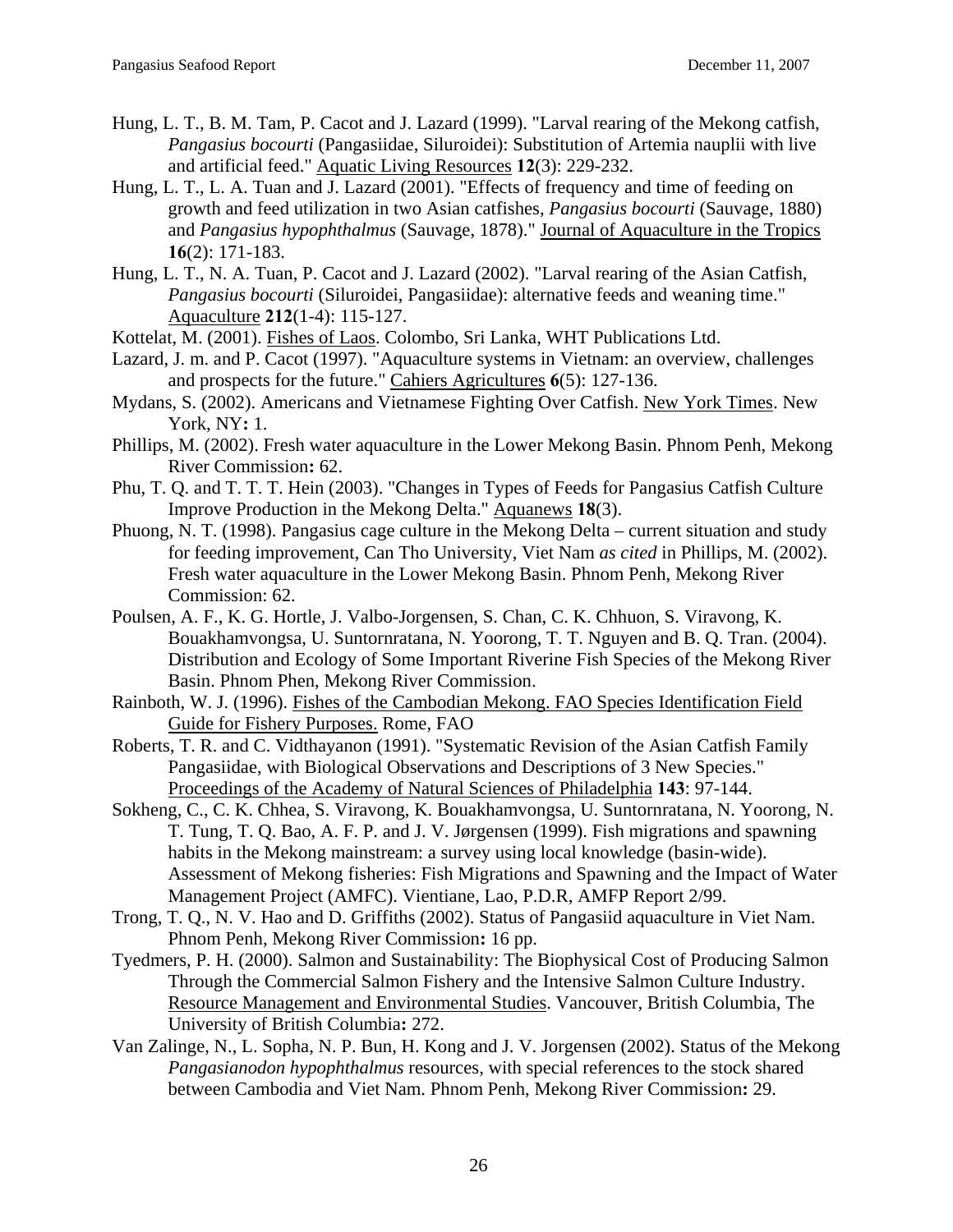Hung, L. T., B. M. Tam, P. Cacot and J. Lazard (1999). "Larval rearing of the Mekong catfish, *Pangasius bocourti* (Pangasiidae, Siluroidei): Substitution of Artemia nauplii with live and artificial feed." Aquatic Living Resources **12**(3): 229-232.

Hung, L. T., L. A. Tuan and J. Lazard (2001). "Effects of frequency and time of feeding on growth and feed utilization in two Asian catfishes, *Pangasius bocourti* (Sauvage, 1880) and *Pangasius hypophthalmus* (Sauvage, 1878)." Journal of Aquaculture in the Tropics **16**(2): 171-183.

Hung, L. T., N. A. Tuan, P. Cacot and J. Lazard (2002). "Larval rearing of the Asian Catfish, *Pangasius bocourti* (Siluroidei, Pangasiidae): alternative feeds and weaning time." Aquaculture **212**(1-4): 115-127.

Kottelat, M. (2001). Fishes of Laos. Colombo, Sri Lanka, WHT Publications Ltd.

Lazard, J. m. and P. Cacot (1997). "Aquaculture systems in Vietnam: an overview, challenges and prospects for the future." Cahiers Agricultures **6**(5): 127-136.

Mydans, S. (2002). Americans and Vietnamese Fighting Over Catfish. New York Times. New York, NY**:** 1.

Phillips, M. (2002). Fresh water aquaculture in the Lower Mekong Basin. Phnom Penh, Mekong River Commission**:** 62.

Phu, T. Q. and T. T. T. Hein (2003). "Changes in Types of Feeds for Pangasius Catfish Culture Improve Production in the Mekong Delta." Aquanews **18**(3).

Phuong, N. T. (1998). Pangasius cage culture in the Mekong Delta – current situation and study for feeding improvement, Can Tho University, Viet Nam *as cited* in Phillips, M. (2002). Fresh water aquaculture in the Lower Mekong Basin. Phnom Penh, Mekong River Commission: 62.

Poulsen, A. F., K. G. Hortle, J. Valbo-Jorgensen, S. Chan, C. K. Chhuon, S. Viravong, K. Bouakhamvongsa, U. Suntornratana, N. Yoorong, T. T. Nguyen and B. Q. Tran. (2004). Distribution and Ecology of Some Important Riverine Fish Species of the Mekong River Basin. Phnom Phen, Mekong River Commission.

Rainboth, W. J. (1996). Fishes of the Cambodian Mekong. FAO Species Identification Field Guide for Fishery Purposes. Rome, FAO

Roberts, T. R. and C. Vidthayanon (1991). "Systematic Revision of the Asian Catfish Family Pangasiidae, with Biological Observations and Descriptions of 3 New Species." Proceedings of the Academy of Natural Sciences of Philadelphia **143**: 97-144.

Sokheng, C., C. K. Chhea, S. Viravong, K. Bouakhamvongsa, U. Suntornratana, N. Yoorong, N. T. Tung, T. Q. Bao, A. F. P. and J. V. Jørgensen (1999). Fish migrations and spawning habits in the Mekong mainstream: a survey using local knowledge (basin-wide). Assessment of Mekong fisheries: Fish Migrations and Spawning and the Impact of Water Management Project (AMFC). Vientiane, Lao, P.D.R, AMFP Report 2/99.

Trong, T. Q., N. V. Hao and D. Griffiths (2002). Status of Pangasiid aquaculture in Viet Nam. Phnom Penh, Mekong River Commission**:** 16 pp.

Tyedmers, P. H. (2000). Salmon and Sustainability: The Biophysical Cost of Producing Salmon Through the Commercial Salmon Fishery and the Intensive Salmon Culture Industry. Resource Management and Environmental Studies. Vancouver, British Columbia, The University of British Columbia**:** 272.

Van Zalinge, N., L. Sopha, N. P. Bun, H. Kong and J. V. Jorgensen (2002). Status of the Mekong *Pangasianodon hypophthalmus* resources, with special references to the stock shared between Cambodia and Viet Nam. Phnom Penh, Mekong River Commission**:** 29.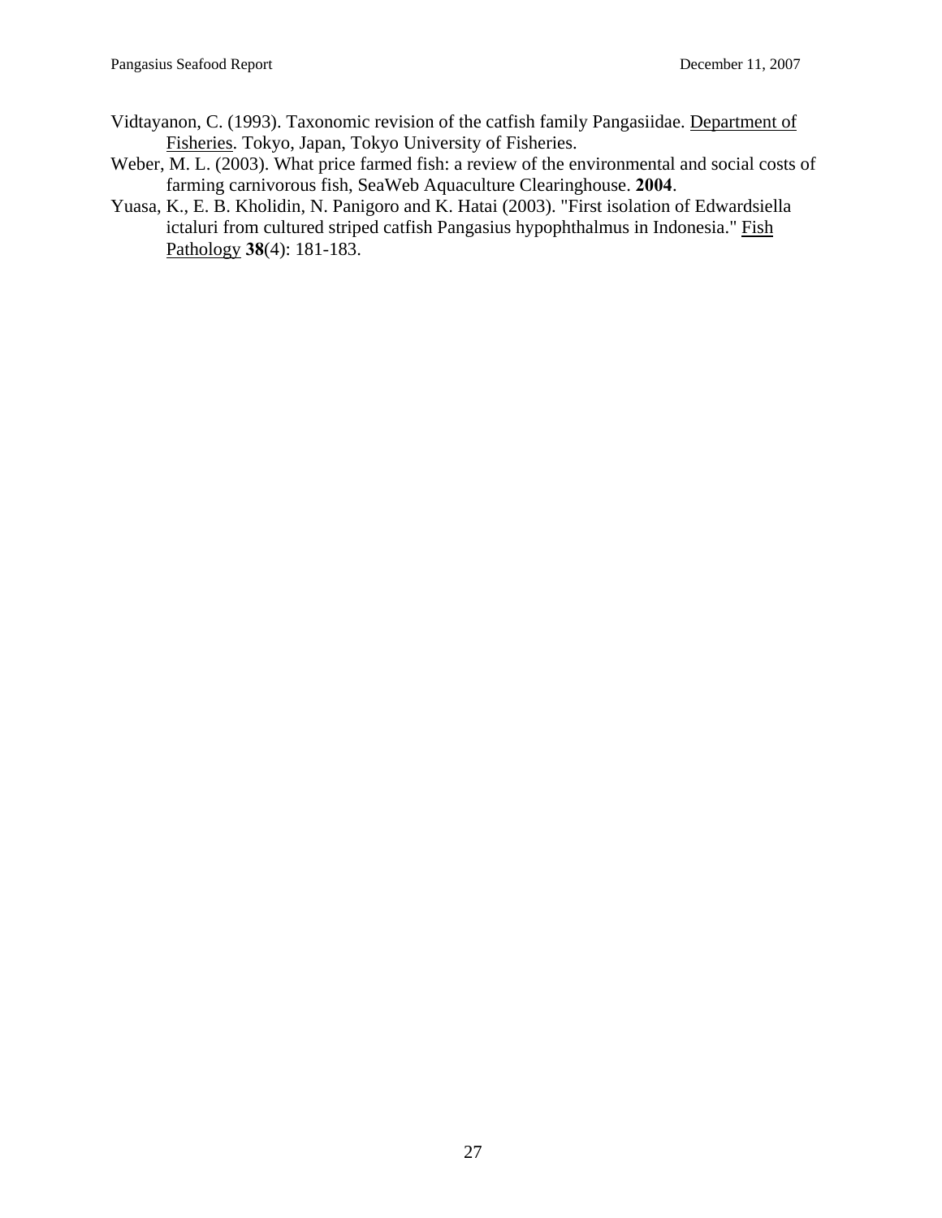Vidtayanon, C. (1993). Taxonomic revision of the catfish family Pangasiidae. Department of Fisheries. Tokyo, Japan, Tokyo University of Fisheries.

Weber, M. L. (2003). What price farmed fish: a review of the environmental and social costs of farming carnivorous fish, SeaWeb Aquaculture Clearinghouse. **2004**.

Yuasa, K., E. B. Kholidin, N. Panigoro and K. Hatai (2003). "First isolation of Edwardsiella ictaluri from cultured striped catfish Pangasius hypophthalmus in Indonesia." Fish Pathology **38**(4): 181-183.